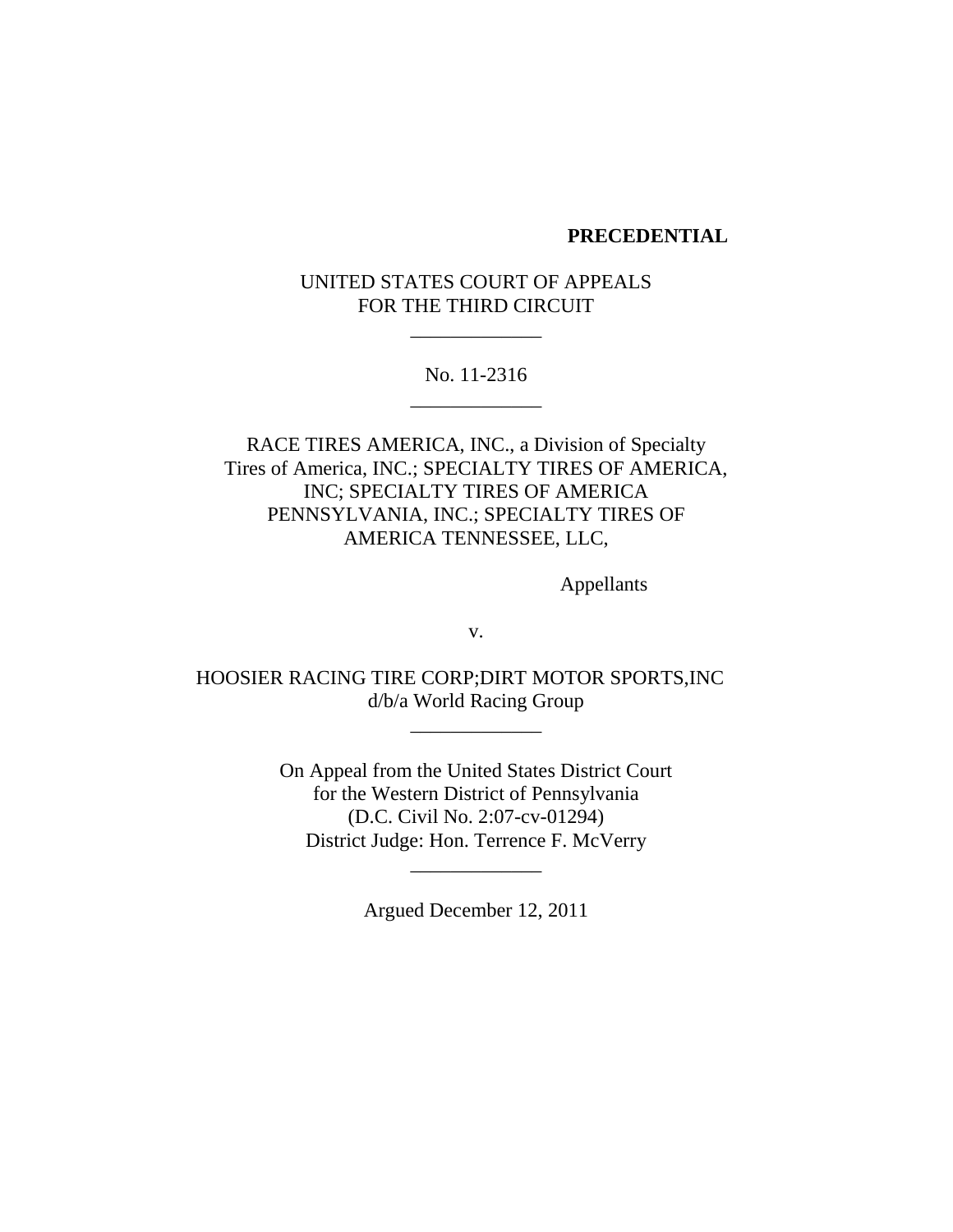**PRECEDENTIAL**

UNITED STATES COURT OF APPEALS
FOR THE THIRD CIRCUIT

\_\_\_\_\_\_\_\_\_\_\_\_\_

No. 11-2316

\_\_\_\_\_\_\_\_\_\_\_\_\_

RACE TIRES AMERICA, INC., a Division of Specialty Tires of America, INC.; SPECIALTY TIRES OF AMERICA, INC; SPECIALTY TIRES OF AMERICA PENNSYLVANIA, INC.; SPECIALTY TIRES OF AMERICA TENNESSEE, LLC,

Appellants

v.

HOOSIER RACING TIRE CORP;DIRT MOTOR SPORTS,INC d/b/a World Racing Group

\_\_\_\_\_\_\_\_\_\_\_\_\_

On Appeal from the United States District Court
for the Western District of Pennsylvania
(D.C. Civil No. 2:07-cv-01294)
District Judge: Hon. Terrence F. McVerry

\_\_\_\_\_\_\_\_\_\_\_\_\_

Argued December 12, 2011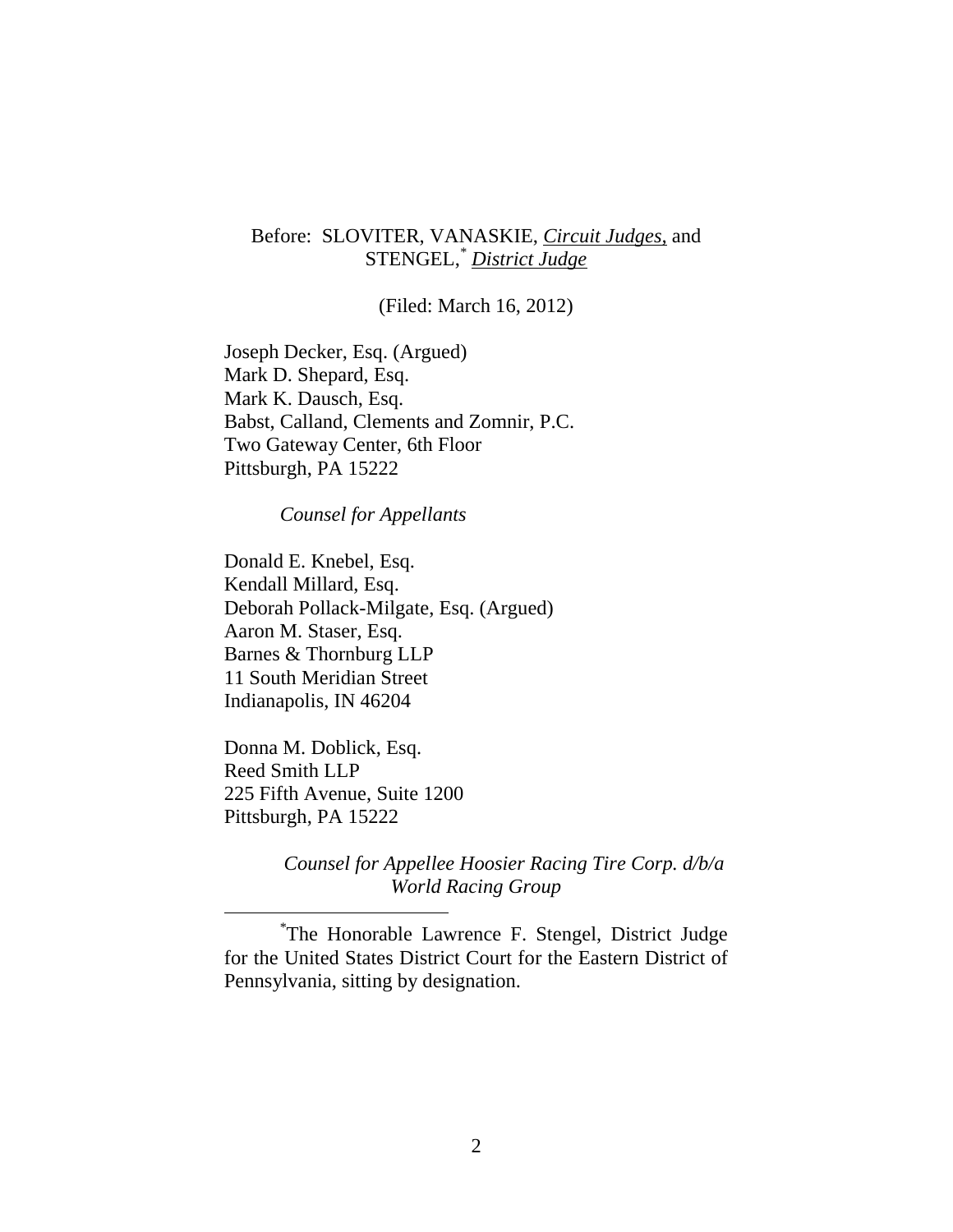Before: SLOVITER, VANASKIE, *Circuit Judges*, and STENGEL,[*] *District Judge*

(Filed: March 16, 2012)

Joseph Decker, Esq. (Argued)
Mark D. Shepard, Esq.
Mark K. Dausch, Esq.
Babst, Calland, Clements and Zomnir, P.C.
Two Gateway Center, 6th Floor
Pittsburgh, PA 15222

*Counsel for Appellants*

Donald E. Knebel, Esq.
Kendall Millard, Esq.
Deborah Pollack-Milgate, Esq. (Argued)
Aaron M. Staser, Esq.
Barnes & Thornburg LLP
11 South Meridian Street
Indianapolis, IN 46204

Donna M. Doblick, Esq.
Reed Smith LLP
225 Fifth Avenue, Suite 1200
Pittsburgh, PA 15222

*Counsel for Appellee Hoosier Racing Tire Corp. d/b/a World Racing Group*

---

[*] The Honorable Lawrence F. Stengel, District Judge for the United States District Court for the Eastern District of Pennsylvania, sitting by designation.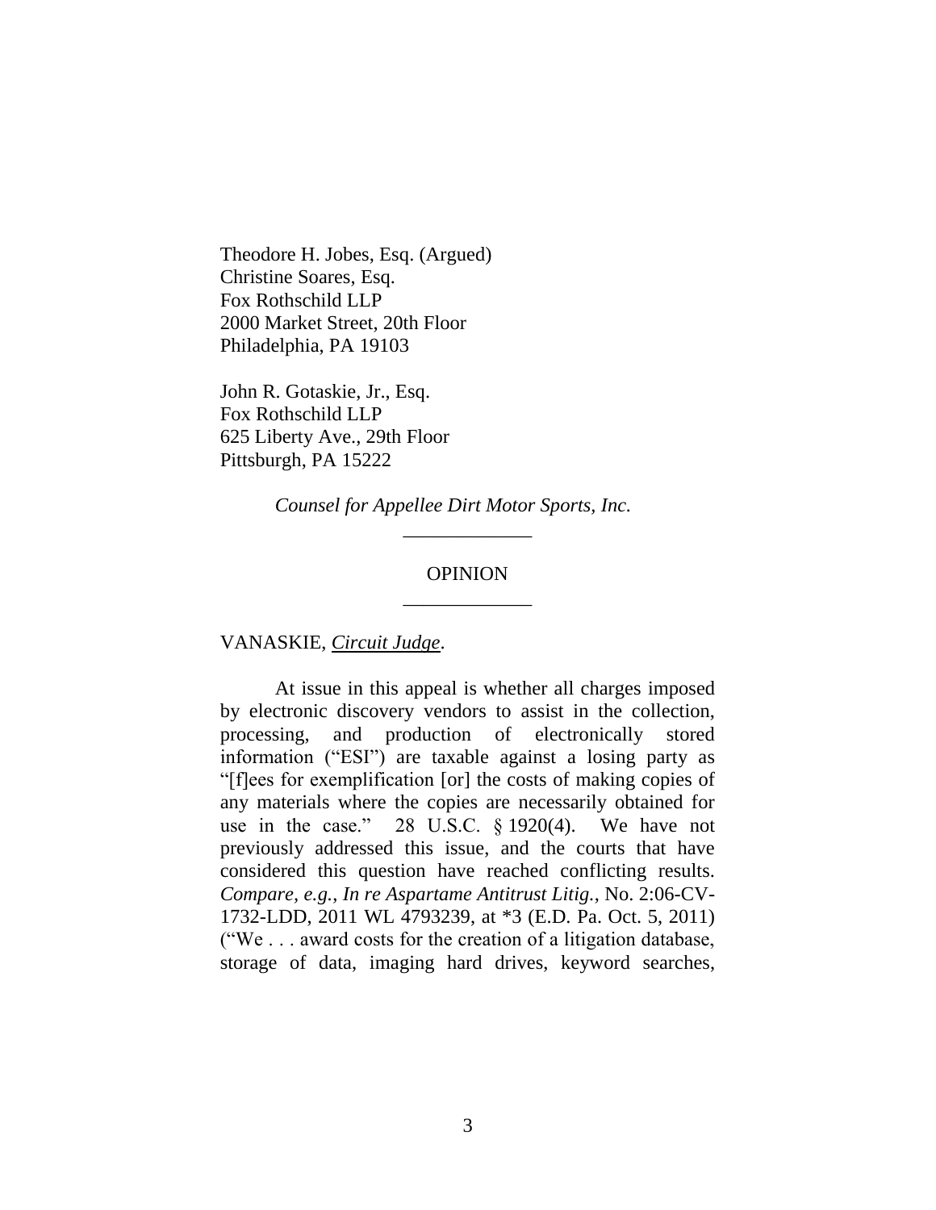Theodore H. Jobes, Esq. (Argued)
Christine Soares, Esq.
Fox Rothschild LLP
2000 Market Street, 20th Floor
Philadelphia, PA 19103

John R. Gotaskie, Jr., Esq.
Fox Rothschild LLP
625 Liberty Ave., 29th Floor
Pittsburgh, PA 15222

*Counsel for Appellee Dirt Motor Sports, Inc.*

---

OPINION

---

VANASKIE, *Circuit Judge*.

At issue in this appeal is whether all charges imposed by electronic discovery vendors to assist in the collection, processing, and production of electronically stored information ("ESI") are taxable against a losing party as "[f]ees for exemplification [or] the costs of making copies of any materials where the copies are necessarily obtained for use in the case." 28 U.S.C. § 1920(4). We have not previously addressed this issue, and the courts that have considered this question have reached conflicting results. *Compare, e.g.*, *In re Aspartame Antitrust Litig.*, No. 2:06-CV-1732-LDD, 2011 WL 4793239, at *3 (E.D. Pa. Oct. 5, 2011) ("We . . . award costs for the creation of a litigation database, storage of data, imaging hard drives, keyword searches,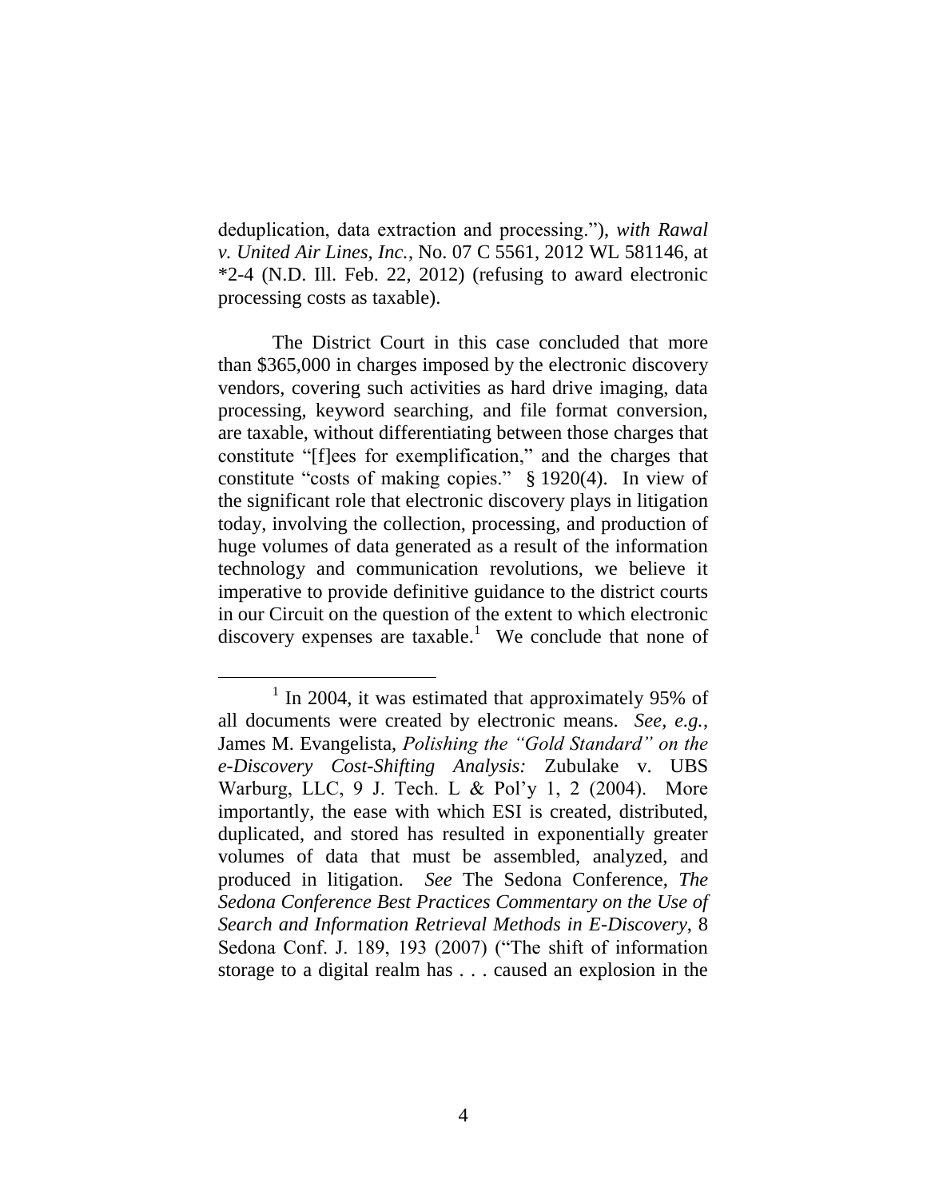deduplication, data extraction and processing."), *with Rawal v. United Air Lines, Inc.*, No. 07 C 5561, 2012 WL 581146, at *2-4 (N.D. Ill. Feb. 22, 2012) (refusing to award electronic processing costs as taxable).

The District Court in this case concluded that more than $365,000 in charges imposed by the electronic discovery vendors, covering such activities as hard drive imaging, data processing, keyword searching, and file format conversion, are taxable, without differentiating between those charges that constitute "[f]ees for exemplification," and the charges that constitute "costs of making copies." § 1920(4). In view of the significant role that electronic discovery plays in litigation today, involving the collection, processing, and production of huge volumes of data generated as a result of the information technology and communication revolutions, we believe it imperative to provide definitive guidance to the district courts in our Circuit on the question of the extent to which electronic discovery expenses are taxable.[1] We conclude that none of

[1] In 2004, it was estimated that approximately 95% of all documents were created by electronic means. *See, e.g.*, James M. Evangelista, *Polishing the "Gold Standard" on the e-Discovery Cost-Shifting Analysis:* Zubulake v. UBS Warburg, LLC, 9 J. Tech. L & Pol'y 1, 2 (2004). More importantly, the ease with which ESI is created, distributed, duplicated, and stored has resulted in exponentially greater volumes of data that must be assembled, analyzed, and produced in litigation. *See* The Sedona Conference, *The Sedona Conference Best Practices Commentary on the Use of Search and Information Retrieval Methods in E-Discovery*, 8 Sedona Conf. J. 189, 193 (2007) ("The shift of information storage to a digital realm has . . . caused an explosion in the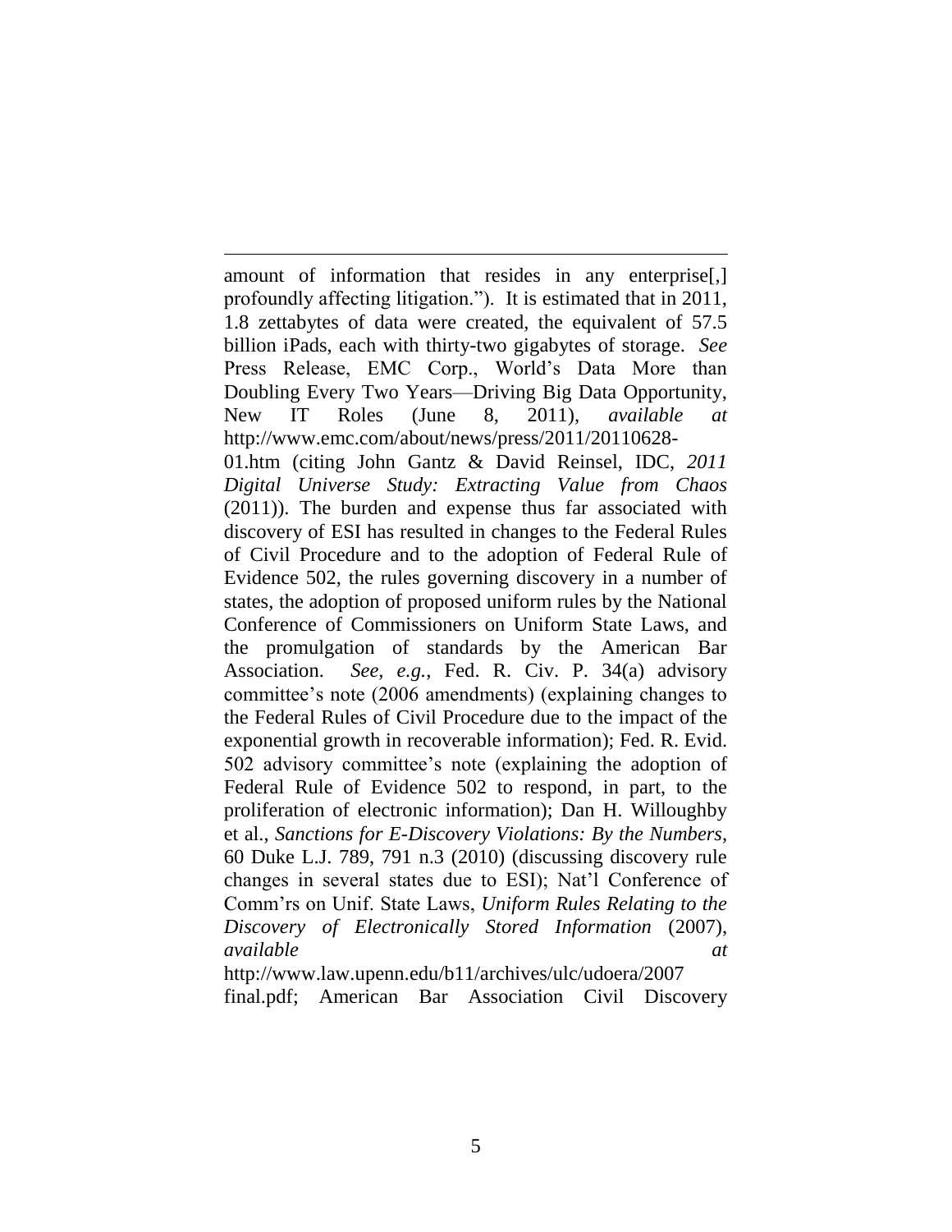amount of information that resides in any enterprise[,] profoundly affecting litigation."). It is estimated that in 2011, 1.8 zettabytes of data were created, the equivalent of 57.5 billion iPads, each with thirty-two gigabytes of storage. *See* Press Release, EMC Corp., World's Data More than Doubling Every Two Years—Driving Big Data Opportunity, New IT Roles (June 8, 2011), *available at* http://www.emc.com/about/news/press/2011/20110628-01.htm (citing John Gantz & David Reinsel, IDC, *2011 Digital Universe Study: Extracting Value from Chaos* (2011)). The burden and expense thus far associated with discovery of ESI has resulted in changes to the Federal Rules of Civil Procedure and to the adoption of Federal Rule of Evidence 502, the rules governing discovery in a number of states, the adoption of proposed uniform rules by the National Conference of Commissioners on Uniform State Laws, and the promulgation of standards by the American Bar Association. *See, e.g.*, Fed. R. Civ. P. 34(a) advisory committee's note (2006 amendments) (explaining changes to the Federal Rules of Civil Procedure due to the impact of the exponential growth in recoverable information); Fed. R. Evid. 502 advisory committee's note (explaining the adoption of Federal Rule of Evidence 502 to respond, in part, to the proliferation of electronic information); Dan H. Willoughby et al., *Sanctions for E-Discovery Violations: By the Numbers*, 60 Duke L.J. 789, 791 n.3 (2010) (discussing discovery rule changes in several states due to ESI); Nat'l Conference of Comm'rs on Unif. State Laws, *Uniform Rules Relating to the Discovery of Electronically Stored Information* (2007), *available at* http://www.law.upenn.edu/bll/archives/ulc/udoera/2007final.pdf; American Bar Association Civil Discovery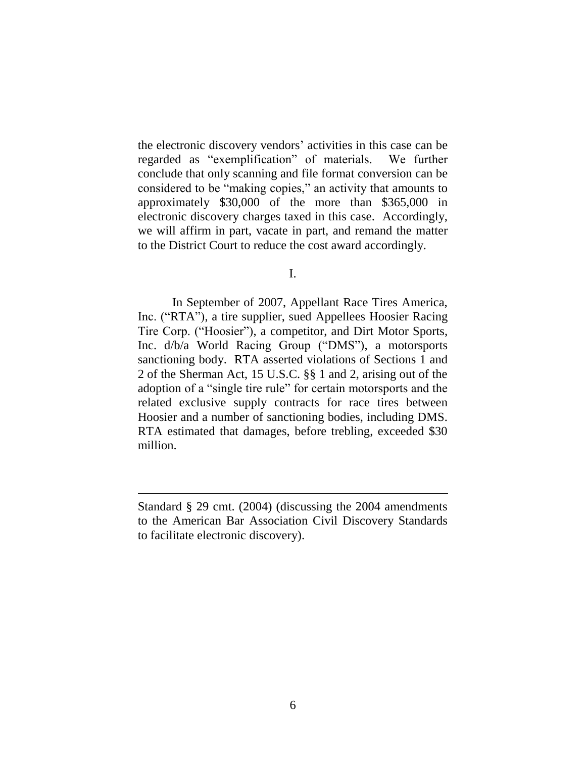the electronic discovery vendors' activities in this case can be regarded as "exemplification" of materials. We further conclude that only scanning and file format conversion can be considered to be "making copies," an activity that amounts to approximately $30,000 of the more than $365,000 in electronic discovery charges taxed in this case. Accordingly, we will affirm in part, vacate in part, and remand the matter to the District Court to reduce the cost award accordingly.

## I.

In September of 2007, Appellant Race Tires America, Inc. ("RTA"), a tire supplier, sued Appellees Hoosier Racing Tire Corp. ("Hoosier"), a competitor, and Dirt Motor Sports, Inc. d/b/a World Racing Group ("DMS"), a motorsports sanctioning body. RTA asserted violations of Sections 1 and 2 of the Sherman Act, 15 U.S.C. §§ 1 and 2, arising out of the adoption of a "single tire rule" for certain motorsports and the related exclusive supply contracts for race tires between Hoosier and a number of sanctioning bodies, including DMS. RTA estimated that damages, before trebling, exceeded $30 million.

---

Standard § 29 cmt. (2004) (discussing the 2004 amendments to the American Bar Association Civil Discovery Standards to facilitate electronic discovery).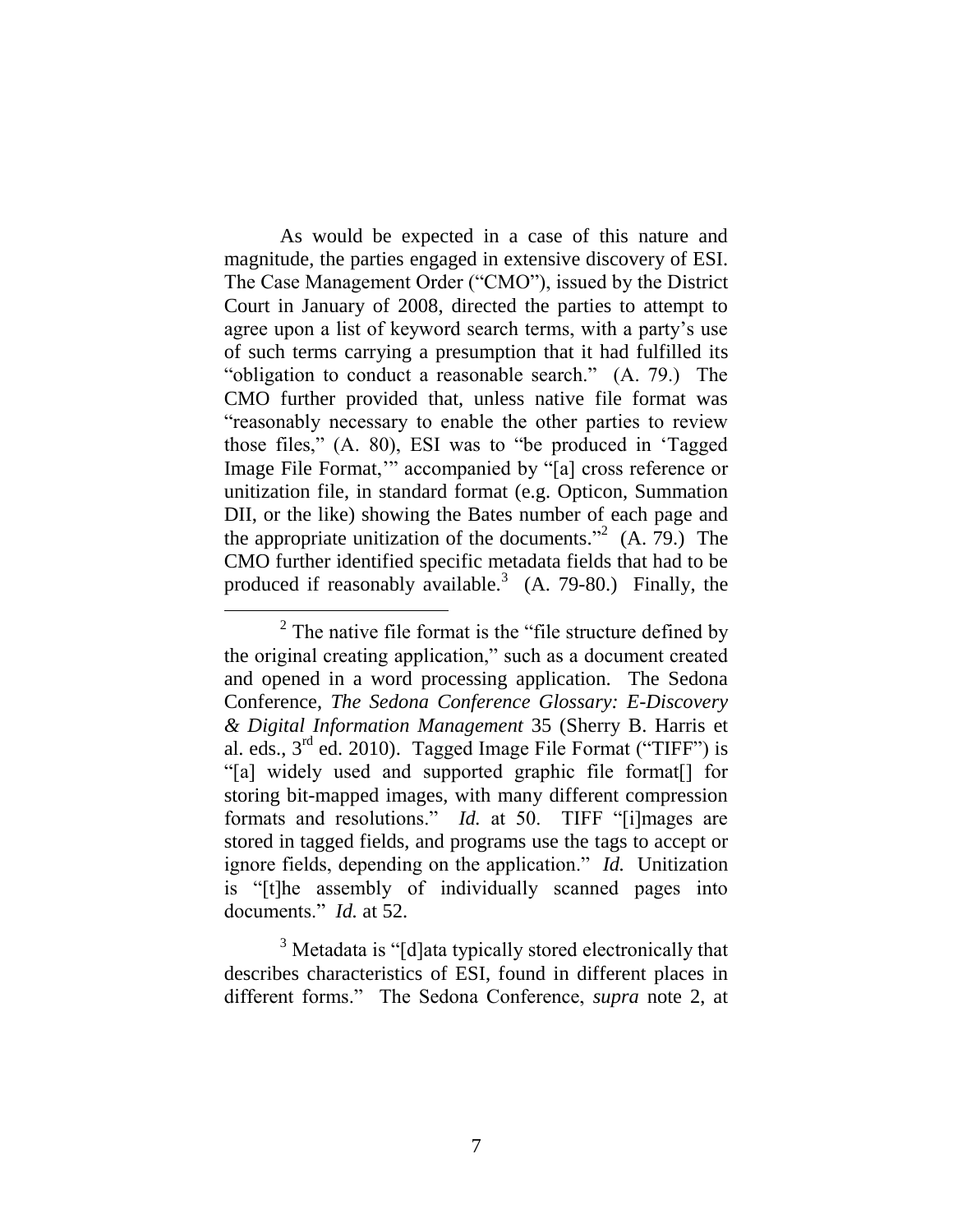As would be expected in a case of this nature and magnitude, the parties engaged in extensive discovery of ESI. The Case Management Order ("CMO"), issued by the District Court in January of 2008, directed the parties to attempt to agree upon a list of keyword search terms, with a party's use of such terms carrying a presumption that it had fulfilled its "obligation to conduct a reasonable search." (A. 79.) The CMO further provided that, unless native file format was "reasonably necessary to enable the other parties to review those files," (A. 80), ESI was to "be produced in 'Tagged Image File Format,'" accompanied by "[a] cross reference or unitization file, in standard format (e.g. Opticon, Summation DII, or the like) showing the Bates number of each page and the appropriate unitization of the documents."[2] (A. 79.) The CMO further identified specific metadata fields that had to be produced if reasonably available.[3] (A. 79-80.) Finally, the

---

[2] The native file format is the "file structure defined by the original creating application," such as a document created and opened in a word processing application. The Sedona Conference, *The Sedona Conference Glossary: E-Discovery & Digital Information Management* 35 (Sherry B. Harris et al. eds., 3rd ed. 2010). Tagged Image File Format ("TIFF") is "[a] widely used and supported graphic file format[] for storing bit-mapped images, with many different compression formats and resolutions." *Id.* at 50. TIFF "[i]mages are stored in tagged fields, and programs use the tags to accept or ignore fields, depending on the application." *Id.* Unitization is "[t]he assembly of individually scanned pages into documents." *Id.* at 52.

[3] Metadata is "[d]ata typically stored electronically that describes characteristics of ESI, found in different places in different forms." The Sedona Conference, *supra* note 2, at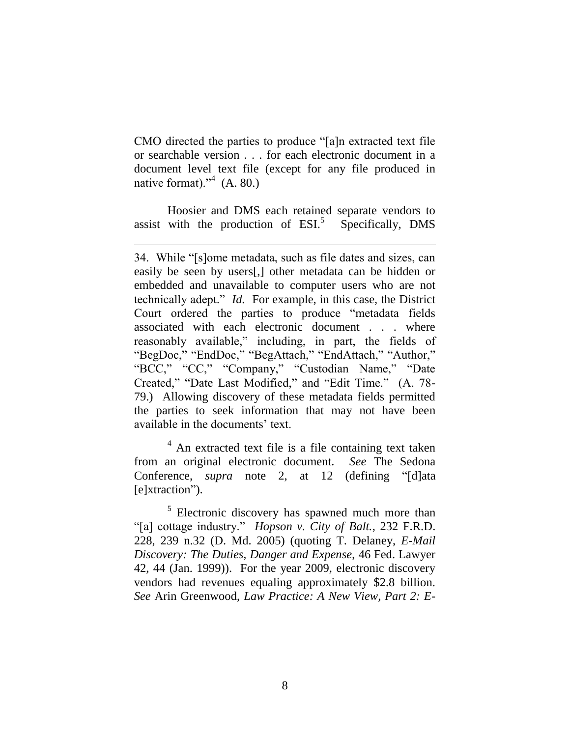CMO directed the parties to produce "[a]n extracted text file or searchable version . . . for each electronic document in a document level text file (except for any file produced in native format)."[4] (A. 80.)

Hoosier and DMS each retained separate vendors to assist with the production of ESI.[5] Specifically, DMS

---

34. While "[s]ome metadata, such as file dates and sizes, can easily be seen by users[,] other metadata can be hidden or embedded and unavailable to computer users who are not technically adept." *Id.* For example, in this case, the District Court ordered the parties to produce "metadata fields associated with each electronic document . . . where reasonably available," including, in part, the fields of "BegDoc," "EndDoc," "BegAttach," "EndAttach," "Author," "BCC," "CC," "Company," "Custodian Name," "Date Created," "Date Last Modified," and "Edit Time." (A. 78-79.) Allowing discovery of these metadata fields permitted the parties to seek information that may not have been available in the documents' text.

[4] An extracted text file is a file containing text taken from an original electronic document. *See* The Sedona Conference, *supra* note 2, at 12 (defining "[d]ata [e]xtraction").

[5] Electronic discovery has spawned much more than "[a] cottage industry." *Hopson v. City of Balt.*, 232 F.R.D. 228, 239 n.32 (D. Md. 2005) (quoting T. Delaney, *E-Mail Discovery: The Duties, Danger and Expense*, 46 Fed. Lawyer 42, 44 (Jan. 1999)). For the year 2009, electronic discovery vendors had revenues equaling approximately $2.8 billion. *See* Arin Greenwood, *Law Practice: A New View, Part 2: E-*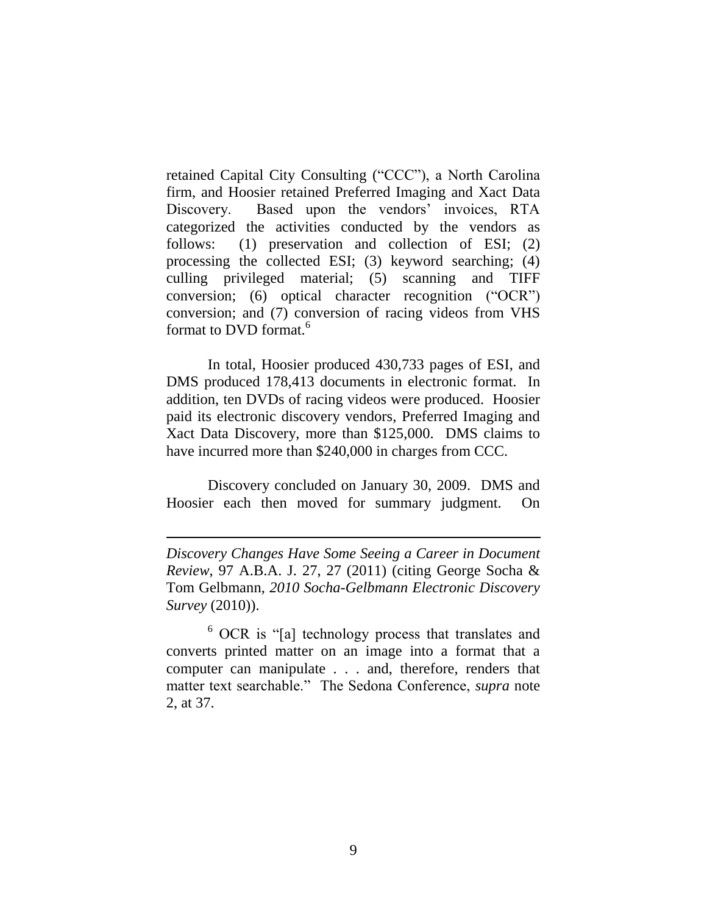retained Capital City Consulting ("CCC"), a North Carolina firm, and Hoosier retained Preferred Imaging and Xact Data Discovery. Based upon the vendors' invoices, RTA categorized the activities conducted by the vendors as follows: (1) preservation and collection of ESI; (2) processing the collected ESI; (3) keyword searching; (4) culling privileged material; (5) scanning and TIFF conversion; (6) optical character recognition ("OCR") conversion; and (7) conversion of racing videos from VHS format to DVD format.[6]

In total, Hoosier produced 430,733 pages of ESI, and DMS produced 178,413 documents in electronic format. In addition, ten DVDs of racing videos were produced. Hoosier paid its electronic discovery vendors, Preferred Imaging and Xact Data Discovery, more than $125,000. DMS claims to have incurred more than $240,000 in charges from CCC.

Discovery concluded on January 30, 2009. DMS and Hoosier each then moved for summary judgment. On

---

*Discovery Changes Have Some Seeing a Career in Document Review*, 97 A.B.A. J. 27, 27 (2011) (citing George Socha & Tom Gelbmann, *2010 Socha-Gelbmann Electronic Discovery Survey* (2010)).

[6] OCR is "[a] technology process that translates and converts printed matter on an image into a format that a computer can manipulate . . . and, therefore, renders that matter text searchable." The Sedona Conference, *supra* note 2, at 37.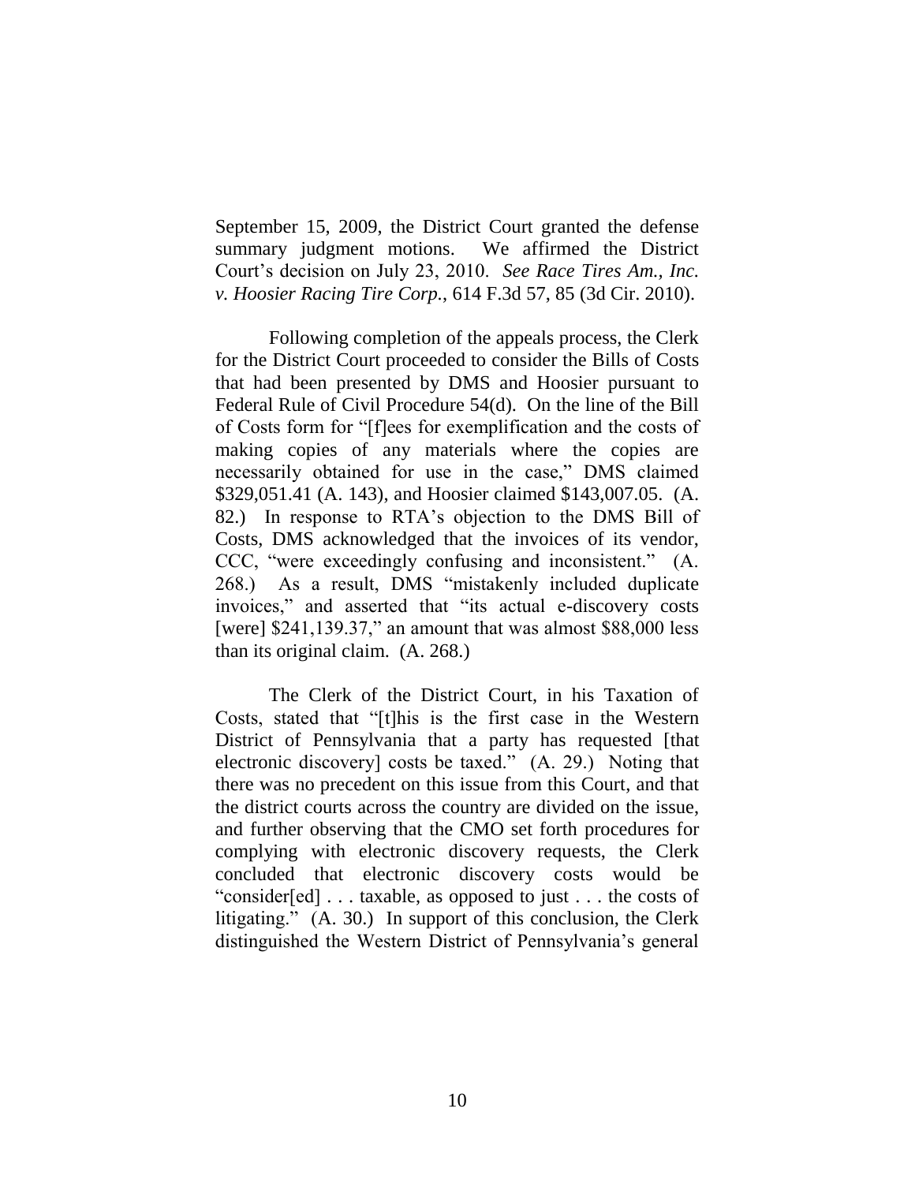September 15, 2009, the District Court granted the defense summary judgment motions. We affirmed the District Court's decision on July 23, 2010. *See Race Tires Am., Inc. v. Hoosier Racing Tire Corp.*, 614 F.3d 57, 85 (3d Cir. 2010).

Following completion of the appeals process, the Clerk for the District Court proceeded to consider the Bills of Costs that had been presented by DMS and Hoosier pursuant to Federal Rule of Civil Procedure 54(d). On the line of the Bill of Costs form for "[f]ees for exemplification and the costs of making copies of any materials where the copies are necessarily obtained for use in the case," DMS claimed $329,051.41 (A. 143), and Hoosier claimed $143,007.05. (A. 82.) In response to RTA's objection to the DMS Bill of Costs, DMS acknowledged that the invoices of its vendor, CCC, "were exceedingly confusing and inconsistent." (A. 268.) As a result, DMS "mistakenly included duplicate invoices," and asserted that "its actual e-discovery costs [were] $241,139.37," an amount that was almost $88,000 less than its original claim. (A. 268.)

The Clerk of the District Court, in his Taxation of Costs, stated that "[t]his is the first case in the Western District of Pennsylvania that a party has requested [that electronic discovery] costs be taxed." (A. 29.) Noting that there was no precedent on this issue from this Court, and that the district courts across the country are divided on the issue, and further observing that the CMO set forth procedures for complying with electronic discovery requests, the Clerk concluded that electronic discovery costs would be "consider[ed] . . . taxable, as opposed to just . . . the costs of litigating." (A. 30.) In support of this conclusion, the Clerk distinguished the Western District of Pennsylvania's general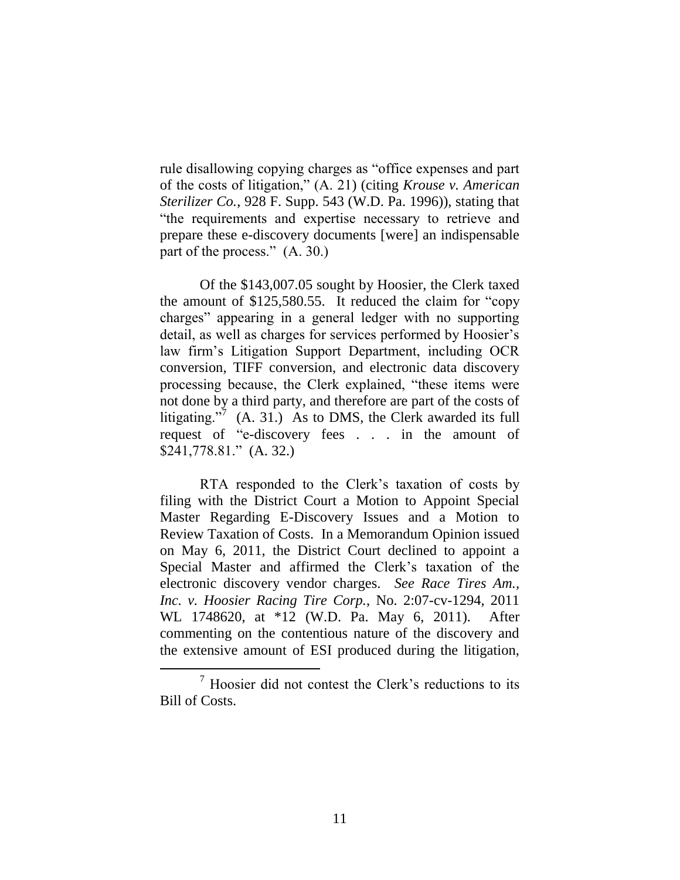rule disallowing copying charges as "office expenses and part of the costs of litigation," (A. 21) (citing *Krouse v. American Sterilizer Co.*, 928 F. Supp. 543 (W.D. Pa. 1996)), stating that "the requirements and expertise necessary to retrieve and prepare these e-discovery documents [were] an indispensable part of the process." (A. 30.)

Of the $143,007.05 sought by Hoosier, the Clerk taxed the amount of $125,580.55. It reduced the claim for "copy charges" appearing in a general ledger with no supporting detail, as well as charges for services performed by Hoosier's law firm's Litigation Support Department, including OCR conversion, TIFF conversion, and electronic data discovery processing because, the Clerk explained, "these items were not done by a third party, and therefore are part of the costs of litigating."[7] (A. 31.) As to DMS, the Clerk awarded its full request of "e-discovery fees . . . in the amount of $241,778.81." (A. 32.)

RTA responded to the Clerk's taxation of costs by filing with the District Court a Motion to Appoint Special Master Regarding E-Discovery Issues and a Motion to Review Taxation of Costs. In a Memorandum Opinion issued on May 6, 2011, the District Court declined to appoint a Special Master and affirmed the Clerk's taxation of the electronic discovery vendor charges. *See Race Tires Am., Inc. v. Hoosier Racing Tire Corp.*, No. 2:07-cv-1294, 2011 WL 1748620, at *12 (W.D. Pa. May 6, 2011). After commenting on the contentious nature of the discovery and the extensive amount of ESI produced during the litigation,

[7] Hoosier did not contest the Clerk's reductions to its Bill of Costs.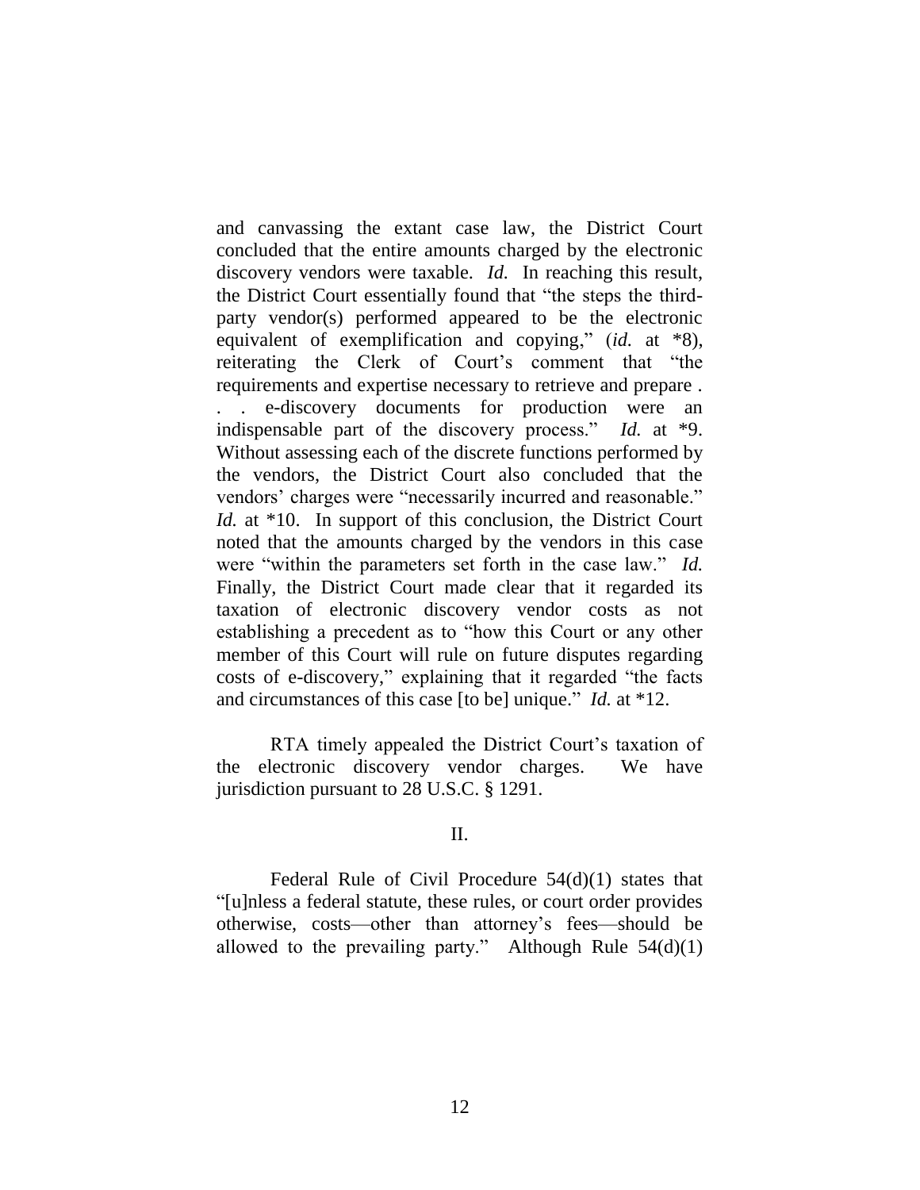and canvassing the extant case law, the District Court concluded that the entire amounts charged by the electronic discovery vendors were taxable. *Id.* In reaching this result, the District Court essentially found that "the steps the third-party vendor(s) performed appeared to be the electronic equivalent of exemplification and copying," (*id.* at *8), reiterating the Clerk of Court's comment that "the requirements and expertise necessary to retrieve and prepare . . . e-discovery documents for production were an indispensable part of the discovery process." *Id.* at *9. Without assessing each of the discrete functions performed by the vendors, the District Court also concluded that the vendors' charges were "necessarily incurred and reasonable." *Id.* at *10. In support of this conclusion, the District Court noted that the amounts charged by the vendors in this case were "within the parameters set forth in the case law." *Id.* Finally, the District Court made clear that it regarded its taxation of electronic discovery vendor costs as not establishing a precedent as to "how this Court or any other member of this Court will rule on future disputes regarding costs of e-discovery," explaining that it regarded "the facts and circumstances of this case [to be] unique." *Id.* at *12.

RTA timely appealed the District Court's taxation of the electronic discovery vendor charges. We have jurisdiction pursuant to 28 U.S.C. § 1291.

## II.

Federal Rule of Civil Procedure 54(d)(1) states that "[u]nless a federal statute, these rules, or court order provides otherwise, costs—other than attorney's fees—should be allowed to the prevailing party." Although Rule 54(d)(1)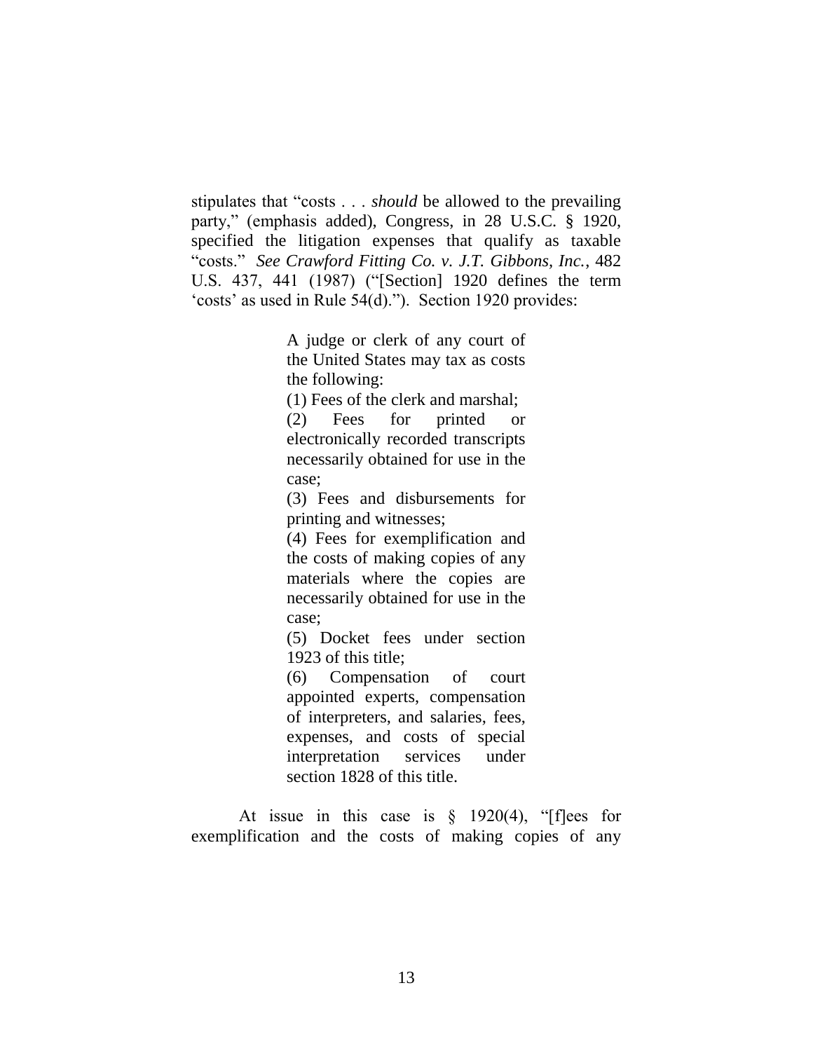stipulates that "costs . . . *should* be allowed to the prevailing party," (emphasis added), Congress, in 28 U.S.C. § 1920, specified the litigation expenses that qualify as taxable "costs." *See Crawford Fitting Co. v. J.T. Gibbons, Inc.*, 482 U.S. 437, 441 (1987) ("[Section] 1920 defines the term 'costs' as used in Rule 54(d)."). Section 1920 provides:

> A judge or clerk of any court of the United States may tax as costs the following:
>
> (1) Fees of the clerk and marshal;
>
> (2) Fees for printed or electronically recorded transcripts necessarily obtained for use in the case;
>
> (3) Fees and disbursements for printing and witnesses;
>
> (4) Fees for exemplification and the costs of making copies of any materials where the copies are necessarily obtained for use in the case;
>
> (5) Docket fees under section 1923 of this title;
>
> (6) Compensation of court appointed experts, compensation of interpreters, and salaries, fees, expenses, and costs of special interpretation services under section 1828 of this title.

At issue in this case is § 1920(4), "[f]ees for exemplification and the costs of making copies of any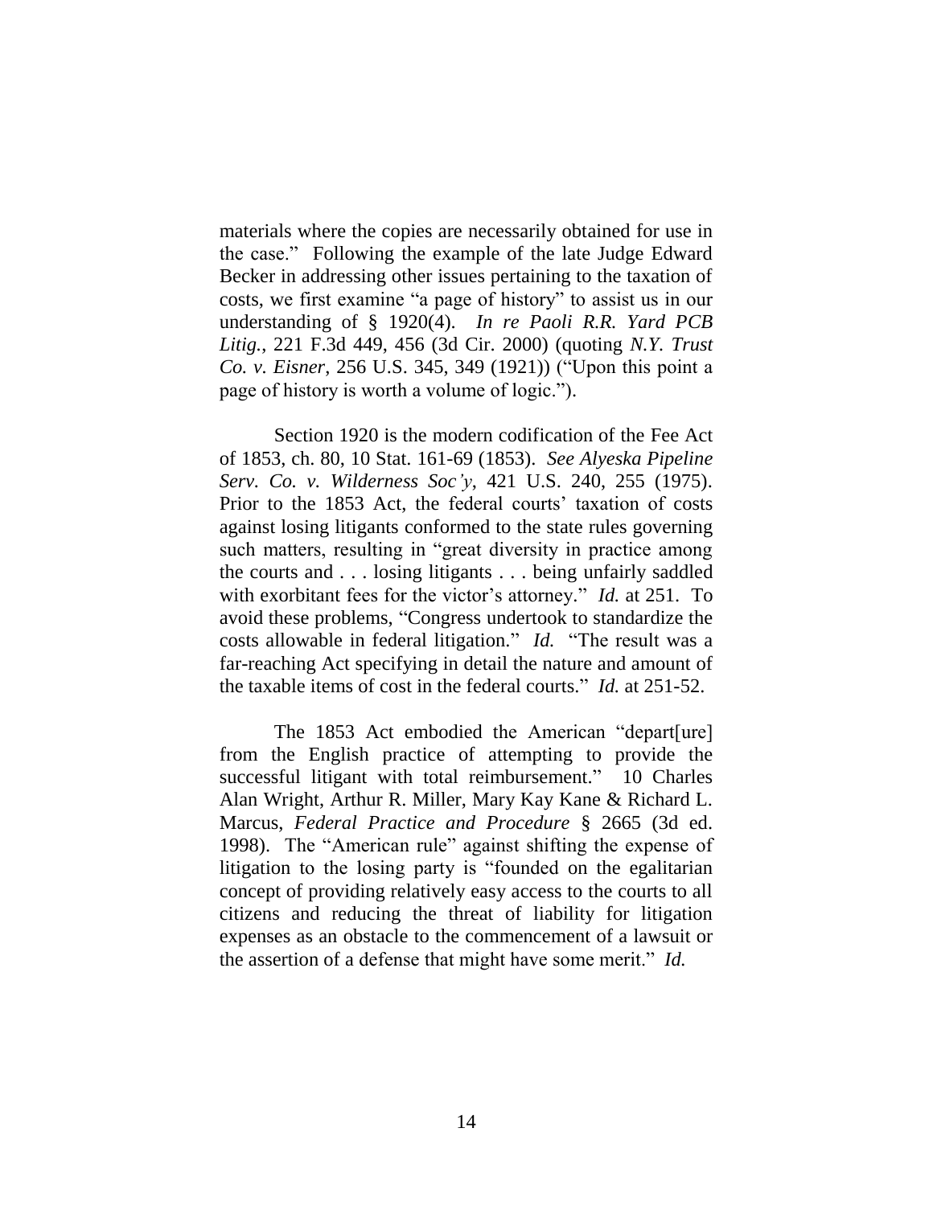materials where the copies are necessarily obtained for use in the case." Following the example of the late Judge Edward Becker in addressing other issues pertaining to the taxation of costs, we first examine "a page of history" to assist us in our understanding of § 1920(4). *In re Paoli R.R. Yard PCB Litig.*, 221 F.3d 449, 456 (3d Cir. 2000) (quoting *N.Y. Trust Co. v. Eisner*, 256 U.S. 345, 349 (1921)) ("Upon this point a page of history is worth a volume of logic.").

Section 1920 is the modern codification of the Fee Act of 1853, ch. 80, 10 Stat. 161-69 (1853). *See Alyeska Pipeline Serv. Co. v. Wilderness Soc'y*, 421 U.S. 240, 255 (1975). Prior to the 1853 Act, the federal courts' taxation of costs against losing litigants conformed to the state rules governing such matters, resulting in "great diversity in practice among the courts and . . . losing litigants . . . being unfairly saddled with exorbitant fees for the victor's attorney." *Id.* at 251. To avoid these problems, "Congress undertook to standardize the costs allowable in federal litigation." *Id.* "The result was a far-reaching Act specifying in detail the nature and amount of the taxable items of cost in the federal courts." *Id.* at 251-52.

The 1853 Act embodied the American "depart[ure] from the English practice of attempting to provide the successful litigant with total reimbursement." 10 Charles Alan Wright, Arthur R. Miller, Mary Kay Kane & Richard L. Marcus, *Federal Practice and Procedure* § 2665 (3d ed. 1998). The "American rule" against shifting the expense of litigation to the losing party is "founded on the egalitarian concept of providing relatively easy access to the courts to all citizens and reducing the threat of liability for litigation expenses as an obstacle to the commencement of a lawsuit or the assertion of a defense that might have some merit." *Id.*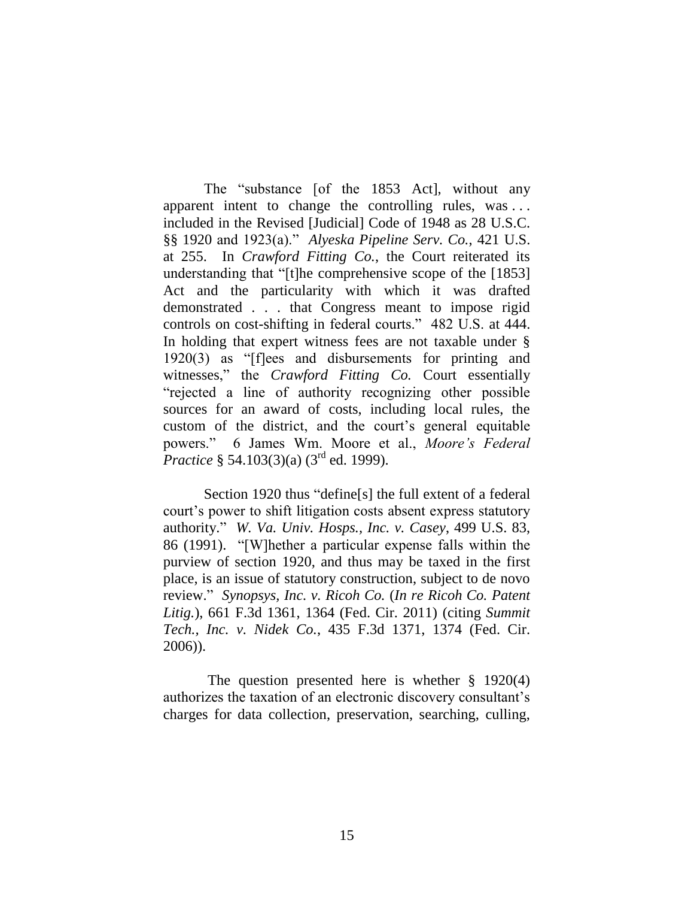The "substance [of the 1853 Act], without any apparent intent to change the controlling rules, was . . . included in the Revised [Judicial] Code of 1948 as 28 U.S.C. §§ 1920 and 1923(a)." *Alyeska Pipeline Serv. Co.*, 421 U.S. at 255. In *Crawford Fitting Co.*, the Court reiterated its understanding that "[t]he comprehensive scope of the [1853] Act and the particularity with which it was drafted demonstrated . . . that Congress meant to impose rigid controls on cost-shifting in federal courts." 482 U.S. at 444. In holding that expert witness fees are not taxable under § 1920(3) as "[f]ees and disbursements for printing and witnesses," the *Crawford Fitting Co.* Court essentially "rejected a line of authority recognizing other possible sources for an award of costs, including local rules, the custom of the district, and the court's general equitable powers." 6 James Wm. Moore et al., *Moore's Federal Practice* § 54.103(3)(a) (3rd ed. 1999).

Section 1920 thus "define[s] the full extent of a federal court's power to shift litigation costs absent express statutory authority." *W. Va. Univ. Hosps., Inc. v. Casey*, 499 U.S. 83, 86 (1991). "[W]hether a particular expense falls within the purview of section 1920, and thus may be taxed in the first place, is an issue of statutory construction, subject to de novo review." *Synopsys, Inc. v. Ricoh Co.* (*In re Ricoh Co. Patent Litig.*), 661 F.3d 1361, 1364 (Fed. Cir. 2011) (citing *Summit Tech., Inc. v. Nidek Co.*, 435 F.3d 1371, 1374 (Fed. Cir. 2006)).

The question presented here is whether § 1920(4) authorizes the taxation of an electronic discovery consultant's charges for data collection, preservation, searching, culling,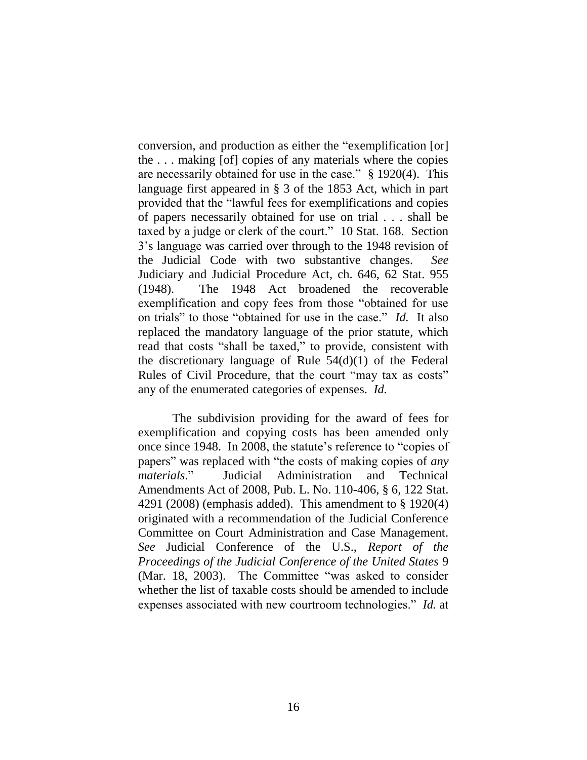conversion, and production as either the "exemplification [or] the . . . making [of] copies of any materials where the copies are necessarily obtained for use in the case." § 1920(4). This language first appeared in § 3 of the 1853 Act, which in part provided that the "lawful fees for exemplifications and copies of papers necessarily obtained for use on trial . . . shall be taxed by a judge or clerk of the court." 10 Stat. 168. Section 3's language was carried over through to the 1948 revision of the Judicial Code with two substantive changes. *See* Judiciary and Judicial Procedure Act, ch. 646, 62 Stat. 955 (1948). The 1948 Act broadened the recoverable exemplification and copy fees from those "obtained for use on trials" to those "obtained for use in the case." *Id.* It also replaced the mandatory language of the prior statute, which read that costs "shall be taxed," to provide, consistent with the discretionary language of Rule 54(d)(1) of the Federal Rules of Civil Procedure, that the court "may tax as costs" any of the enumerated categories of expenses. *Id.*

The subdivision providing for the award of fees for exemplification and copying costs has been amended only once since 1948. In 2008, the statute's reference to "copies of papers" was replaced with "the costs of making copies of *any materials*." Judicial Administration and Technical Amendments Act of 2008, Pub. L. No. 110-406, § 6, 122 Stat. 4291 (2008) (emphasis added). This amendment to § 1920(4) originated with a recommendation of the Judicial Conference Committee on Court Administration and Case Management. *See* Judicial Conference of the U.S., *Report of the Proceedings of the Judicial Conference of the United States* 9 (Mar. 18, 2003). The Committee "was asked to consider whether the list of taxable costs should be amended to include expenses associated with new courtroom technologies." *Id.* at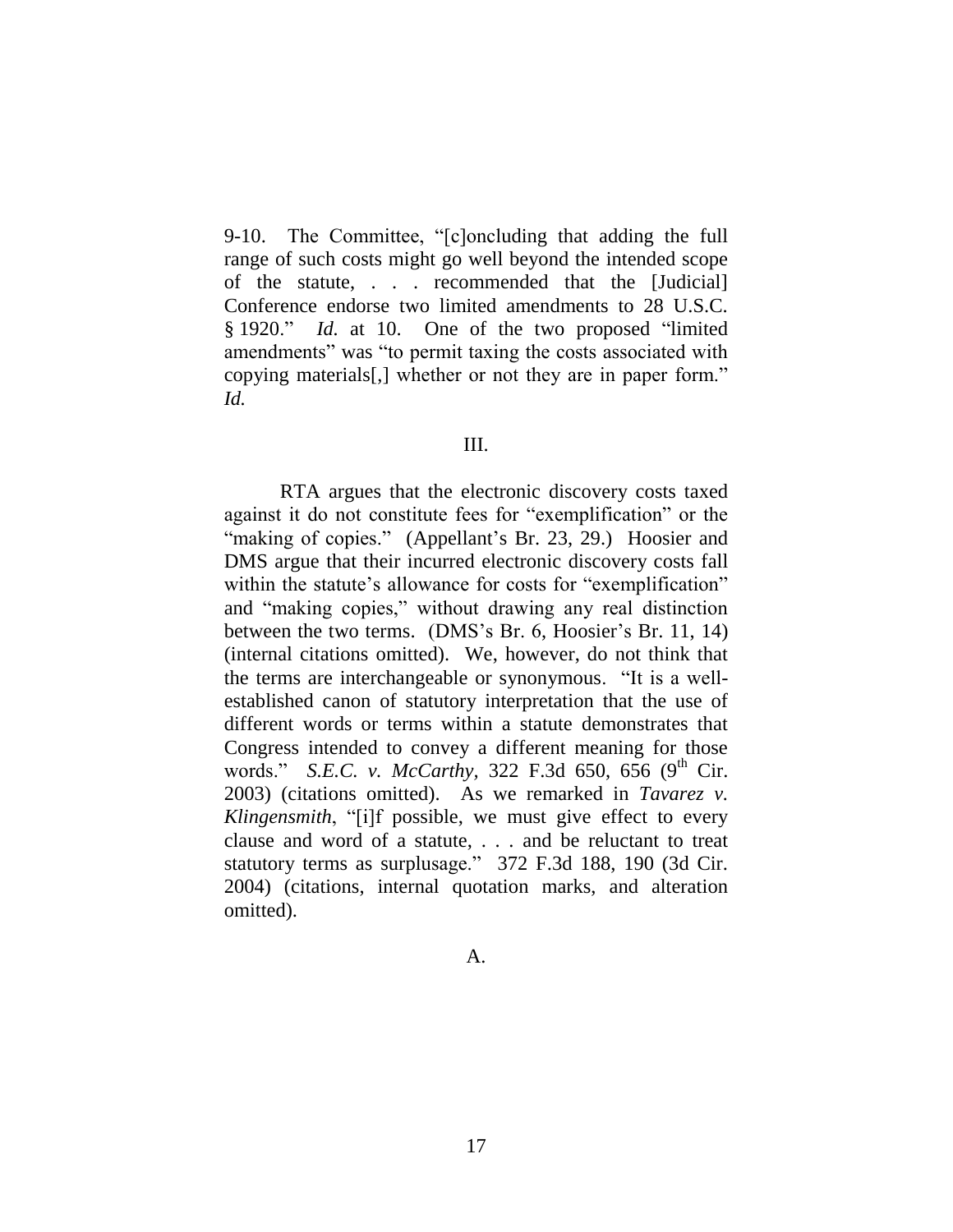9-10. The Committee, "[c]oncluding that adding the full range of such costs might go well beyond the intended scope of the statute, . . . recommended that the [Judicial] Conference endorse two limited amendments to 28 U.S.C. § 1920." *Id.* at 10. One of the two proposed "limited amendments" was "to permit taxing the costs associated with copying materials[,] whether or not they are in paper form." *Id.*

## III.

RTA argues that the electronic discovery costs taxed against it do not constitute fees for "exemplification" or the "making of copies." (Appellant's Br. 23, 29.) Hoosier and DMS argue that their incurred electronic discovery costs fall within the statute's allowance for costs for "exemplification" and "making copies," without drawing any real distinction between the two terms. (DMS's Br. 6, Hoosier's Br. 11, 14) (internal citations omitted). We, however, do not think that the terms are interchangeable or synonymous. "It is a well-established canon of statutory interpretation that the use of different words or terms within a statute demonstrates that Congress intended to convey a different meaning for those words." *S.E.C. v. McCarthy*, 322 F.3d 650, 656 (9th Cir. 2003) (citations omitted). As we remarked in *Tavarez v. Klingensmith*, "[i]f possible, we must give effect to every clause and word of a statute, . . . and be reluctant to treat statutory terms as surplusage." 372 F.3d 188, 190 (3d Cir. 2004) (citations, internal quotation marks, and alteration omitted).

### A.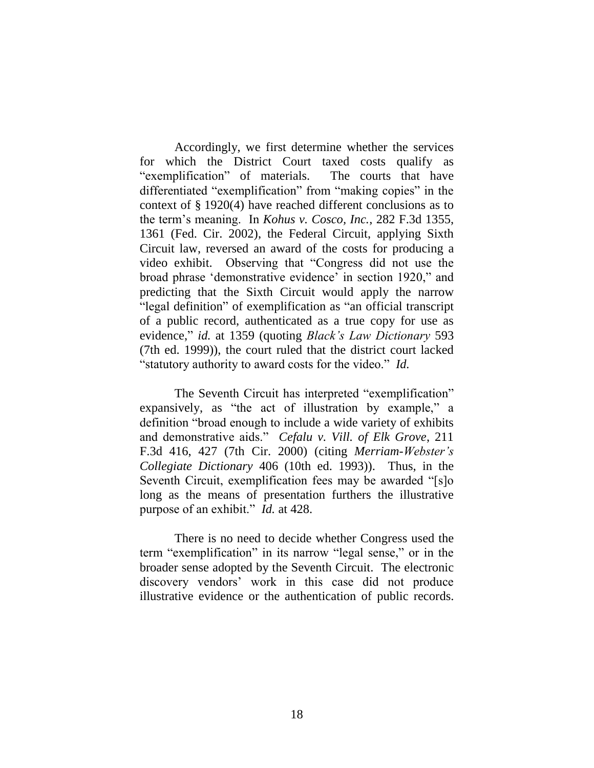Accordingly, we first determine whether the services for which the District Court taxed costs qualify as "exemplification" of materials. The courts that have differentiated "exemplification" from "making copies" in the context of § 1920(4) have reached different conclusions as to the term's meaning. In *Kohus v. Cosco, Inc.*, 282 F.3d 1355, 1361 (Fed. Cir. 2002), the Federal Circuit, applying Sixth Circuit law, reversed an award of the costs for producing a video exhibit. Observing that "Congress did not use the broad phrase 'demonstrative evidence' in section 1920," and predicting that the Sixth Circuit would apply the narrow "legal definition" of exemplification as "an official transcript of a public record, authenticated as a true copy for use as evidence," *id.* at 1359 (quoting *Black's Law Dictionary* 593 (7th ed. 1999)), the court ruled that the district court lacked "statutory authority to award costs for the video." *Id.*

The Seventh Circuit has interpreted "exemplification" expansively, as "the act of illustration by example," a definition "broad enough to include a wide variety of exhibits and demonstrative aids." *Cefalu v. Vill. of Elk Grove*, 211 F.3d 416, 427 (7th Cir. 2000) (citing *Merriam-Webster's Collegiate Dictionary* 406 (10th ed. 1993)). Thus, in the Seventh Circuit, exemplification fees may be awarded "[s]o long as the means of presentation furthers the illustrative purpose of an exhibit." *Id.* at 428.

There is no need to decide whether Congress used the term "exemplification" in its narrow "legal sense," or in the broader sense adopted by the Seventh Circuit. The electronic discovery vendors' work in this case did not produce illustrative evidence or the authentication of public records.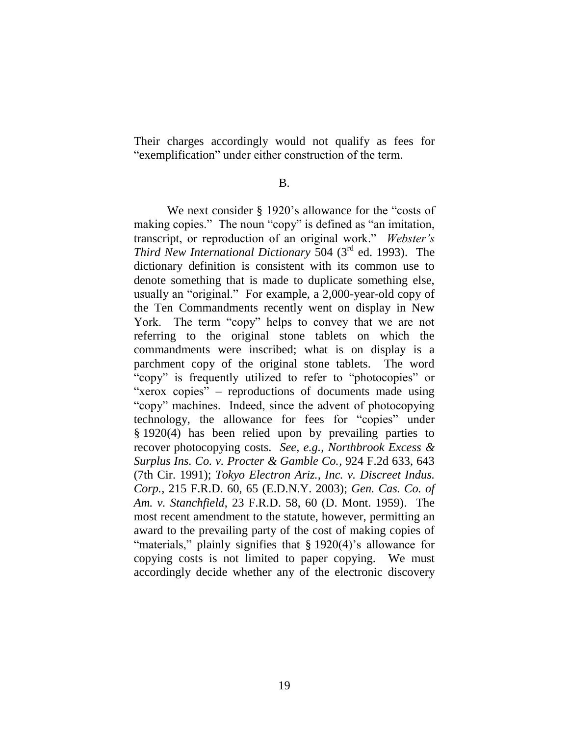Their charges accordingly would not qualify as fees for "exemplification" under either construction of the term.

B.

We next consider § 1920's allowance for the "costs of making copies." The noun "copy" is defined as "an imitation, transcript, or reproduction of an original work." *Webster's Third New International Dictionary* 504 (3rd ed. 1993). The dictionary definition is consistent with its common use to denote something that is made to duplicate something else, usually an "original." For example, a 2,000-year-old copy of the Ten Commandments recently went on display in New York. The term "copy" helps to convey that we are not referring to the original stone tablets on which the commandments were inscribed; what is on display is a parchment copy of the original stone tablets. The word "copy" is frequently utilized to refer to "photocopies" or "xerox copies" – reproductions of documents made using "copy" machines. Indeed, since the advent of photocopying technology, the allowance for fees for "copies" under § 1920(4) has been relied upon by prevailing parties to recover photocopying costs. *See, e.g.*, *Northbrook Excess & Surplus Ins. Co. v. Procter & Gamble Co.*, 924 F.2d 633, 643 (7th Cir. 1991); *Tokyo Electron Ariz., Inc. v. Discreet Indus. Corp.*, 215 F.R.D. 60, 65 (E.D.N.Y. 2003); *Gen. Cas. Co. of Am. v. Stanchfield*, 23 F.R.D. 58, 60 (D. Mont. 1959). The most recent amendment to the statute, however, permitting an award to the prevailing party of the cost of making copies of "materials," plainly signifies that § 1920(4)'s allowance for copying costs is not limited to paper copying. We must accordingly decide whether any of the electronic discovery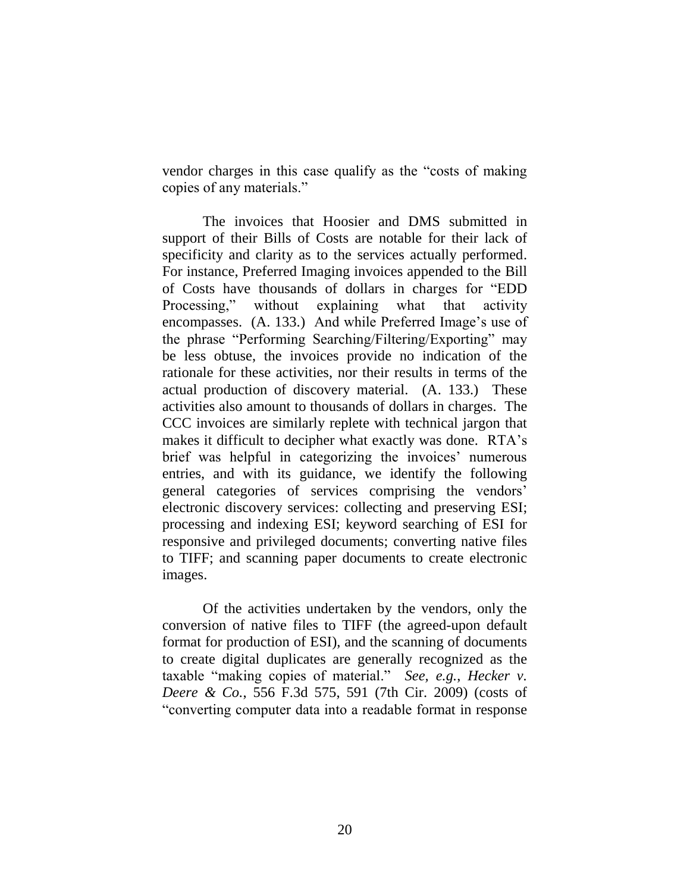vendor charges in this case qualify as the "costs of making copies of any materials."

The invoices that Hoosier and DMS submitted in support of their Bills of Costs are notable for their lack of specificity and clarity as to the services actually performed. For instance, Preferred Imaging invoices appended to the Bill of Costs have thousands of dollars in charges for "EDD Processing," without explaining what that activity encompasses. (A. 133.) And while Preferred Image's use of the phrase "Performing Searching/Filtering/Exporting" may be less obtuse, the invoices provide no indication of the rationale for these activities, nor their results in terms of the actual production of discovery material. (A. 133.) These activities also amount to thousands of dollars in charges. The CCC invoices are similarly replete with technical jargon that makes it difficult to decipher what exactly was done. RTA's brief was helpful in categorizing the invoices' numerous entries, and with its guidance, we identify the following general categories of services comprising the vendors' electronic discovery services: collecting and preserving ESI; processing and indexing ESI; keyword searching of ESI for responsive and privileged documents; converting native files to TIFF; and scanning paper documents to create electronic images.

Of the activities undertaken by the vendors, only the conversion of native files to TIFF (the agreed-upon default format for production of ESI), and the scanning of documents to create digital duplicates are generally recognized as the taxable "making copies of material." *See, e.g.*, *Hecker v. Deere & Co.*, 556 F.3d 575, 591 (7th Cir. 2009) (costs of "converting computer data into a readable format in response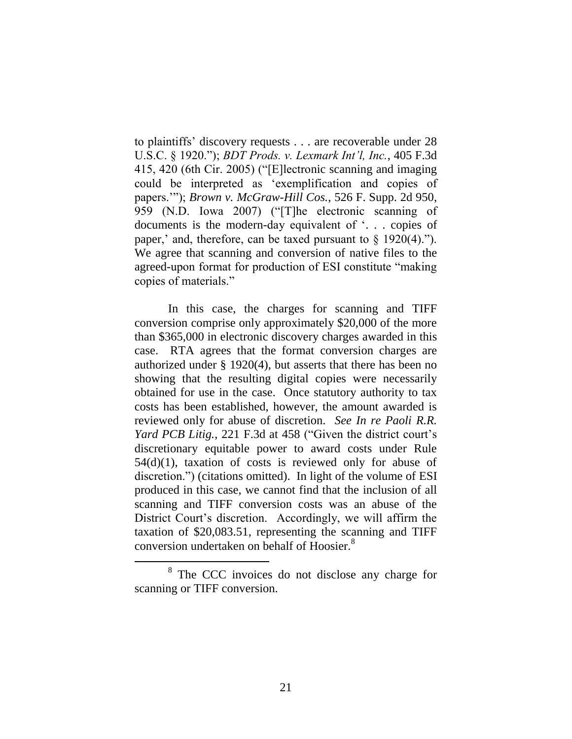to plaintiffs' discovery requests . . . are recoverable under 28 U.S.C. § 1920."); *BDT Prods. v. Lexmark Int'l, Inc.*, 405 F.3d 415, 420 (6th Cir. 2005) ("[E]lectronic scanning and imaging could be interpreted as 'exemplification and copies of papers.'"); *Brown v. McGraw-Hill Cos.*, 526 F. Supp. 2d 950, 959 (N.D. Iowa 2007) ("[T]he electronic scanning of documents is the modern-day equivalent of '. . . copies of paper,' and, therefore, can be taxed pursuant to § 1920(4)."). We agree that scanning and conversion of native files to the agreed-upon format for production of ESI constitute "making copies of materials."

In this case, the charges for scanning and TIFF conversion comprise only approximately $20,000 of the more than $365,000 in electronic discovery charges awarded in this case. RTA agrees that the format conversion charges are authorized under § 1920(4), but asserts that there has been no showing that the resulting digital copies were necessarily obtained for use in the case. Once statutory authority to tax costs has been established, however, the amount awarded is reviewed only for abuse of discretion. *See In re Paoli R.R. Yard PCB Litig.*, 221 F.3d at 458 ("Given the district court's discretionary equitable power to award costs under Rule 54(d)(1), taxation of costs is reviewed only for abuse of discretion.") (citations omitted). In light of the volume of ESI produced in this case, we cannot find that the inclusion of all scanning and TIFF conversion costs was an abuse of the District Court's discretion. Accordingly, we will affirm the taxation of $20,083.51, representing the scanning and TIFF conversion undertaken on behalf of Hoosier.[8]

[8] The CCC invoices do not disclose any charge for scanning or TIFF conversion.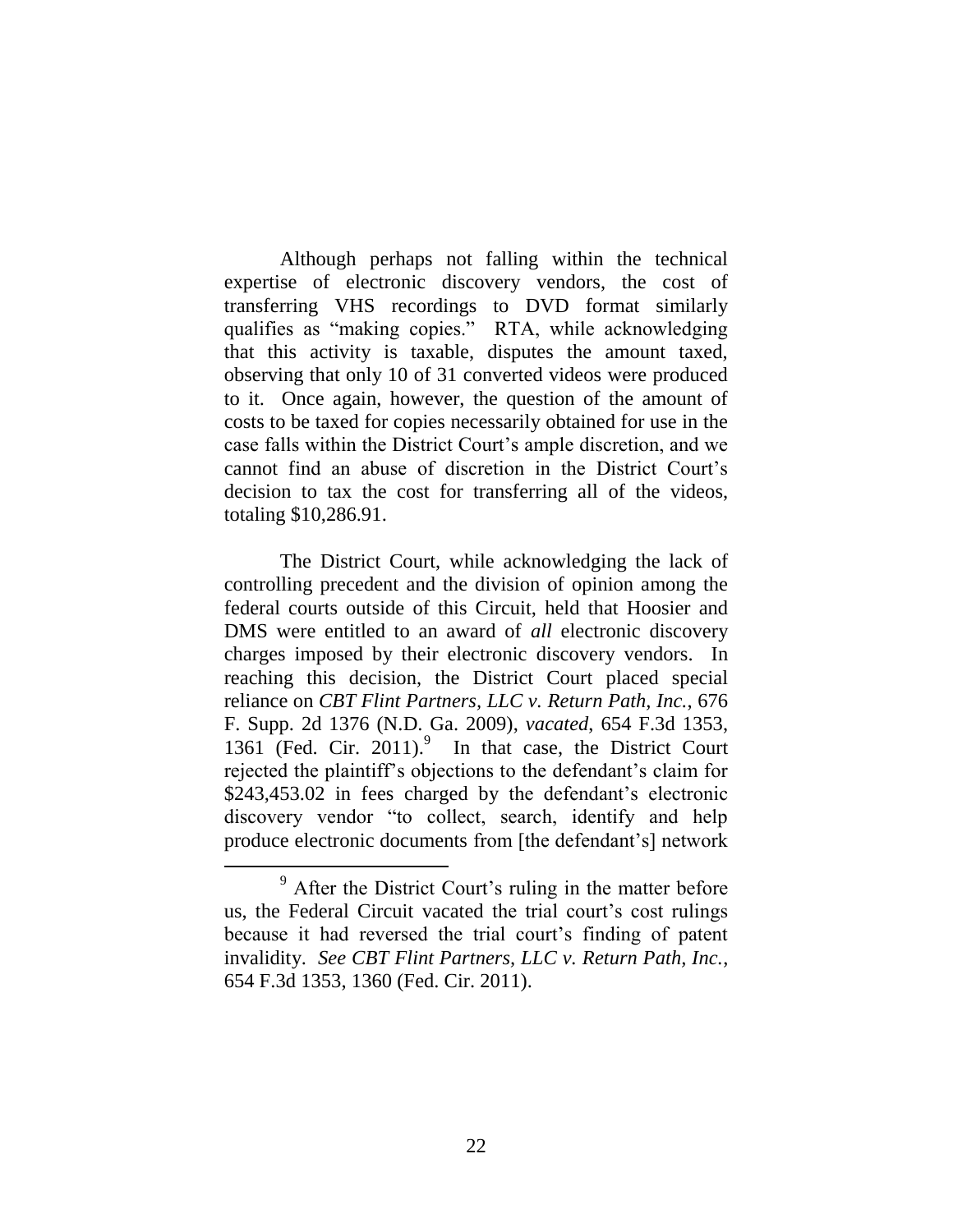Although perhaps not falling within the technical expertise of electronic discovery vendors, the cost of transferring VHS recordings to DVD format similarly qualifies as "making copies." RTA, while acknowledging that this activity is taxable, disputes the amount taxed, observing that only 10 of 31 converted videos were produced to it. Once again, however, the question of the amount of costs to be taxed for copies necessarily obtained for use in the case falls within the District Court's ample discretion, and we cannot find an abuse of discretion in the District Court's decision to tax the cost for transferring all of the videos, totaling $10,286.91.

The District Court, while acknowledging the lack of controlling precedent and the division of opinion among the federal courts outside of this Circuit, held that Hoosier and DMS were entitled to an award of *all* electronic discovery charges imposed by their electronic discovery vendors. In reaching this decision, the District Court placed special reliance on *CBT Flint Partners, LLC v. Return Path, Inc.*, 676 F. Supp. 2d 1376 (N.D. Ga. 2009), *vacated*, 654 F.3d 1353, 1361 (Fed. Cir. 2011).[9] In that case, the District Court rejected the plaintiff's objections to the defendant's claim for $243,453.02 in fees charged by the defendant's electronic discovery vendor "to collect, search, identify and help produce electronic documents from [the defendant's] network

---

[9] After the District Court's ruling in the matter before us, the Federal Circuit vacated the trial court's cost rulings because it had reversed the trial court's finding of patent invalidity. *See CBT Flint Partners, LLC v. Return Path, Inc.*, 654 F.3d 1353, 1360 (Fed. Cir. 2011).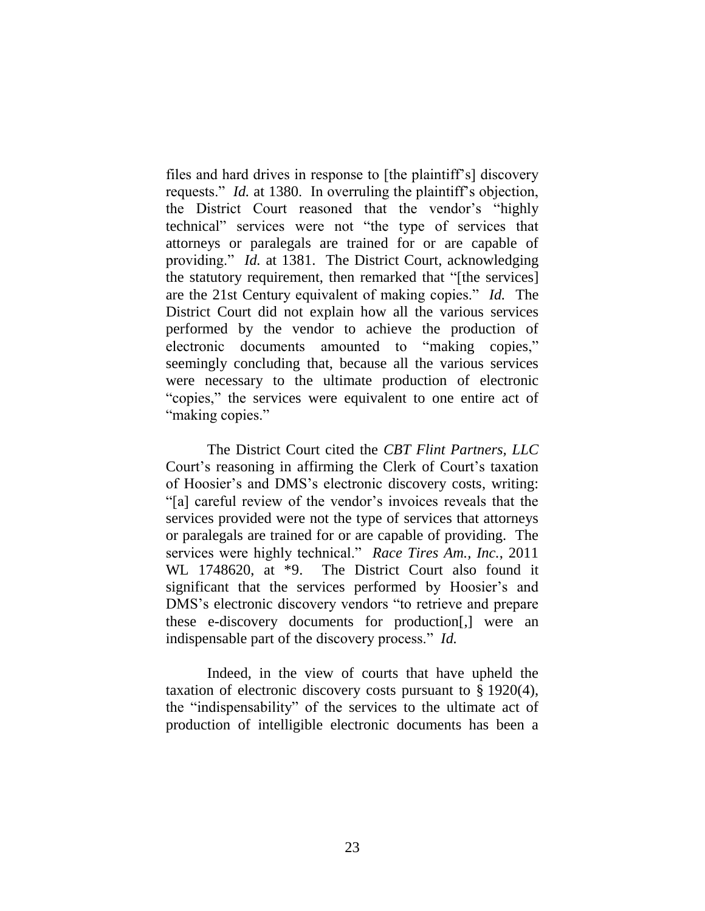files and hard drives in response to [the plaintiff's] discovery requests." *Id.* at 1380. In overruling the plaintiff's objection, the District Court reasoned that the vendor's "highly technical" services were not "the type of services that attorneys or paralegals are trained for or are capable of providing." *Id.* at 1381. The District Court, acknowledging the statutory requirement, then remarked that "[the services] are the 21st Century equivalent of making copies." *Id.* The District Court did not explain how all the various services performed by the vendor to achieve the production of electronic documents amounted to "making copies," seemingly concluding that, because all the various services were necessary to the ultimate production of electronic "copies," the services were equivalent to one entire act of "making copies."

The District Court cited the *CBT Flint Partners, LLC* Court's reasoning in affirming the Clerk of Court's taxation of Hoosier's and DMS's electronic discovery costs, writing: "[a] careful review of the vendor's invoices reveals that the services provided were not the type of services that attorneys or paralegals are trained for or are capable of providing. The services were highly technical." *Race Tires Am., Inc.*, 2011 WL 1748620, at *9. The District Court also found it significant that the services performed by Hoosier's and DMS's electronic discovery vendors "to retrieve and prepare these e-discovery documents for production[,] were an indispensable part of the discovery process." *Id.*

Indeed, in the view of courts that have upheld the taxation of electronic discovery costs pursuant to § 1920(4), the "indispensability" of the services to the ultimate act of production of intelligible electronic documents has been a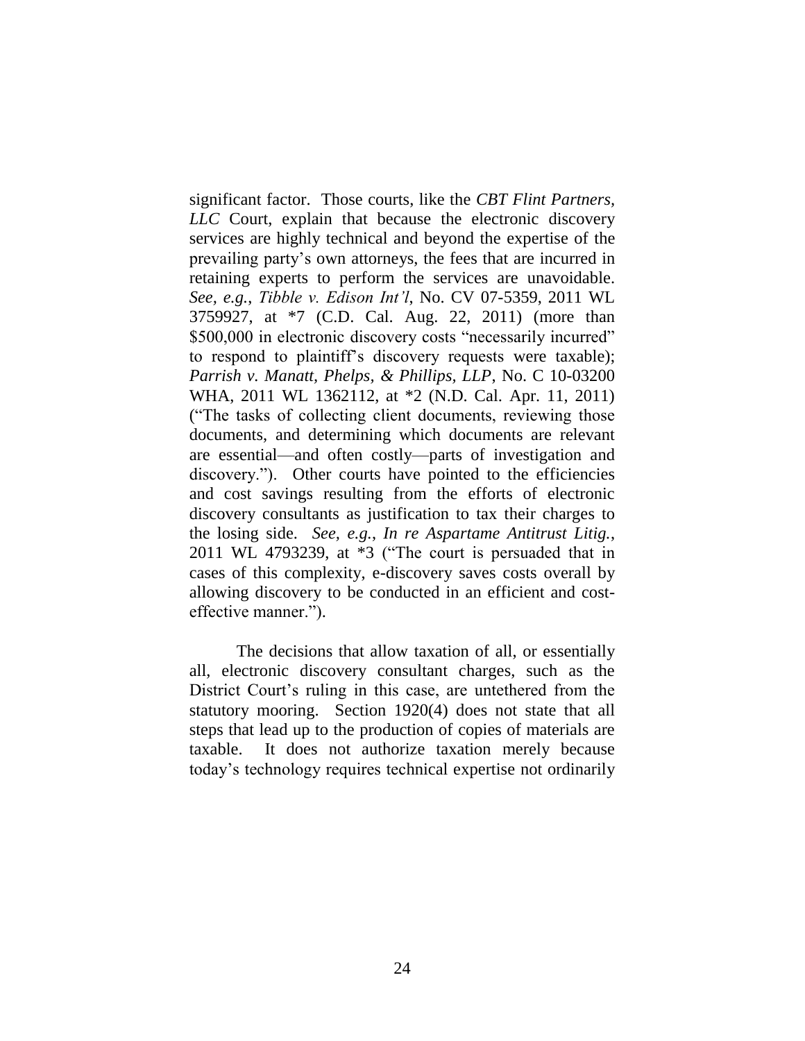significant factor. Those courts, like the *CBT Flint Partners, LLC* Court, explain that because the electronic discovery services are highly technical and beyond the expertise of the prevailing party's own attorneys, the fees that are incurred in retaining experts to perform the services are unavoidable. *See, e.g.*, *Tibble v. Edison Int'l*, No. CV 07-5359, 2011 WL 3759927, at *7 (C.D. Cal. Aug. 22, 2011) (more than $500,000 in electronic discovery costs "necessarily incurred" to respond to plaintiff's discovery requests were taxable); *Parrish v. Manatt, Phelps, & Phillips, LLP*, No. C 10-03200 WHA, 2011 WL 1362112, at *2 (N.D. Cal. Apr. 11, 2011) ("The tasks of collecting client documents, reviewing those documents, and determining which documents are relevant are essential—and often costly—parts of investigation and discovery."). Other courts have pointed to the efficiencies and cost savings resulting from the efforts of electronic discovery consultants as justification to tax their charges to the losing side. *See, e.g.*, *In re Aspartame Antitrust Litig.*, 2011 WL 4793239, at *3 ("The court is persuaded that in cases of this complexity, e-discovery saves costs overall by allowing discovery to be conducted in an efficient and cost-effective manner.").

The decisions that allow taxation of all, or essentially all, electronic discovery consultant charges, such as the District Court's ruling in this case, are untethered from the statutory mooring. Section 1920(4) does not state that all steps that lead up to the production of copies of materials are taxable. It does not authorize taxation merely because today's technology requires technical expertise not ordinarily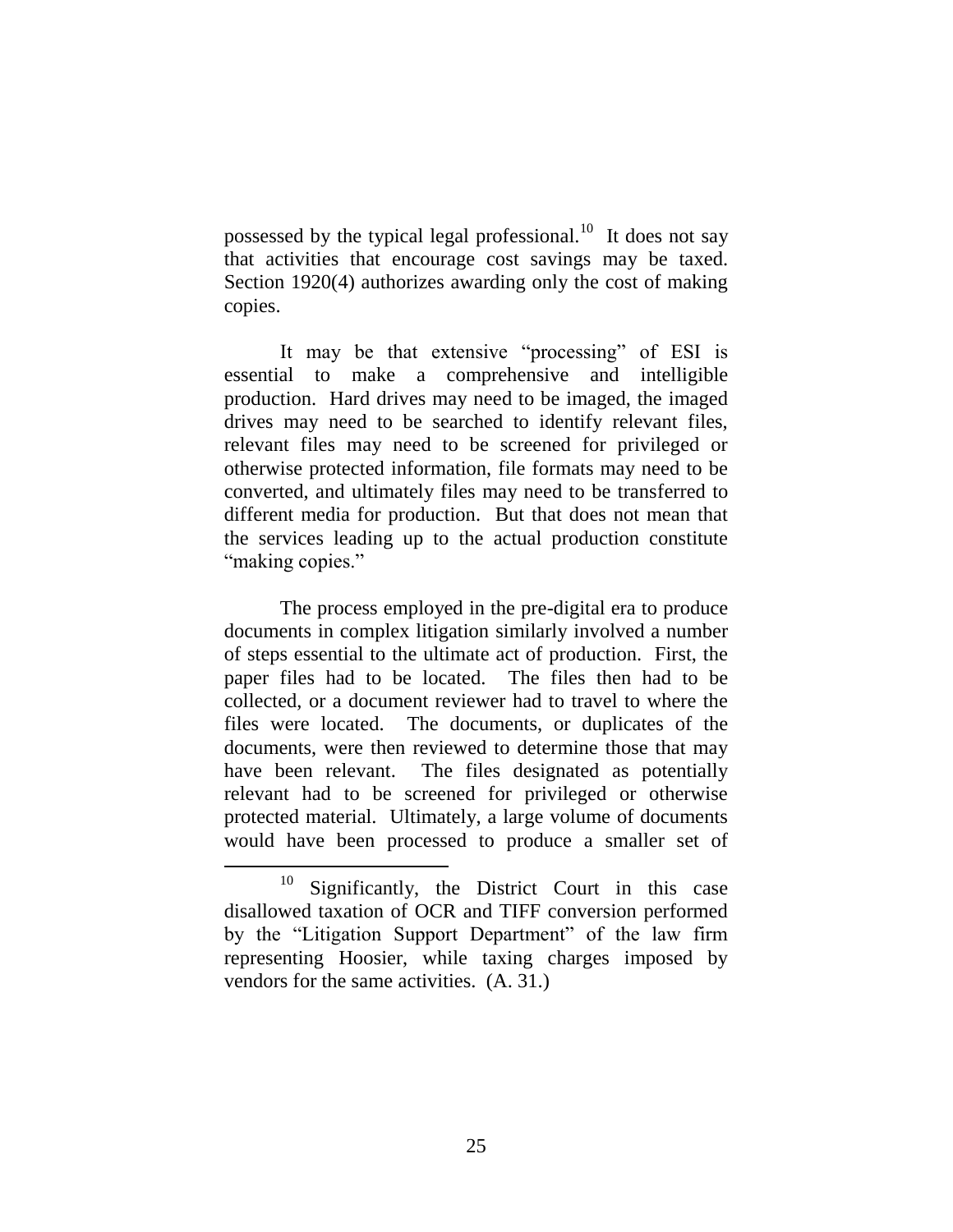possessed by the typical legal professional.[10] It does not say that activities that encourage cost savings may be taxed. Section 1920(4) authorizes awarding only the cost of making copies.

It may be that extensive "processing" of ESI is essential to make a comprehensive and intelligible production. Hard drives may need to be imaged, the imaged drives may need to be searched to identify relevant files, relevant files may need to be screened for privileged or otherwise protected information, file formats may need to be converted, and ultimately files may need to be transferred to different media for production. But that does not mean that the services leading up to the actual production constitute "making copies."

The process employed in the pre-digital era to produce documents in complex litigation similarly involved a number of steps essential to the ultimate act of production. First, the paper files had to be located. The files then had to be collected, or a document reviewer had to travel to where the files were located. The documents, or duplicates of the documents, were then reviewed to determine those that may have been relevant. The files designated as potentially relevant had to be screened for privileged or otherwise protected material. Ultimately, a large volume of documents would have been processed to produce a smaller set of

---

[10] Significantly, the District Court in this case disallowed taxation of OCR and TIFF conversion performed by the "Litigation Support Department" of the law firm representing Hoosier, while taxing charges imposed by vendors for the same activities. (A. 31.)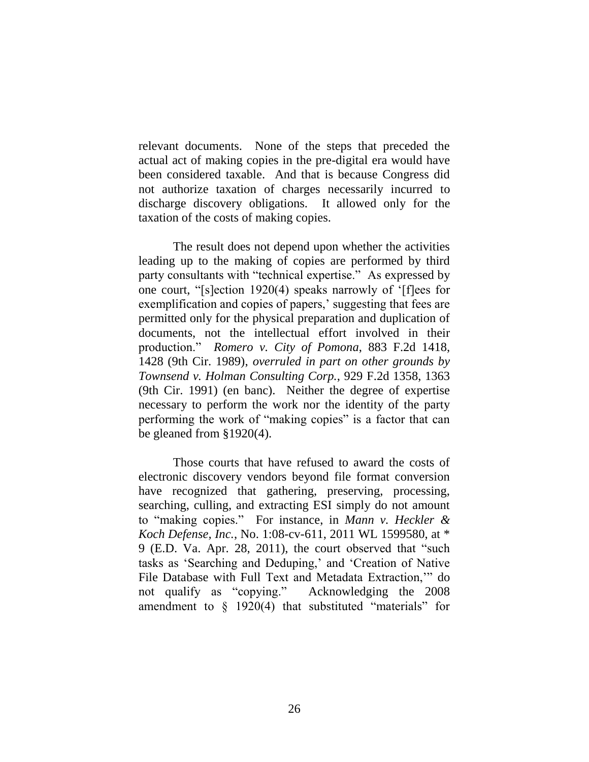relevant documents. None of the steps that preceded the actual act of making copies in the pre-digital era would have been considered taxable. And that is because Congress did not authorize taxation of charges necessarily incurred to discharge discovery obligations. It allowed only for the taxation of the costs of making copies.

The result does not depend upon whether the activities leading up to the making of copies are performed by third party consultants with "technical expertise." As expressed by one court, "[s]ection 1920(4) speaks narrowly of '[f]ees for exemplification and copies of papers,' suggesting that fees are permitted only for the physical preparation and duplication of documents, not the intellectual effort involved in their production." *Romero v. City of Pomona*, 883 F.2d 1418, 1428 (9th Cir. 1989), *overruled in part on other grounds by Townsend v. Holman Consulting Corp.*, 929 F.2d 1358, 1363 (9th Cir. 1991) (en banc). Neither the degree of expertise necessary to perform the work nor the identity of the party performing the work of "making copies" is a factor that can be gleaned from §1920(4).

Those courts that have refused to award the costs of electronic discovery vendors beyond file format conversion have recognized that gathering, preserving, processing, searching, culling, and extracting ESI simply do not amount to "making copies." For instance, in *Mann v. Heckler & Koch Defense, Inc.*, No. 1:08-cv-611, 2011 WL 1599580, at * 9 (E.D. Va. Apr. 28, 2011), the court observed that "such tasks as 'Searching and Deduping,' and 'Creation of Native File Database with Full Text and Metadata Extraction,'" do not qualify as "copying." Acknowledging the 2008 amendment to § 1920(4) that substituted "materials" for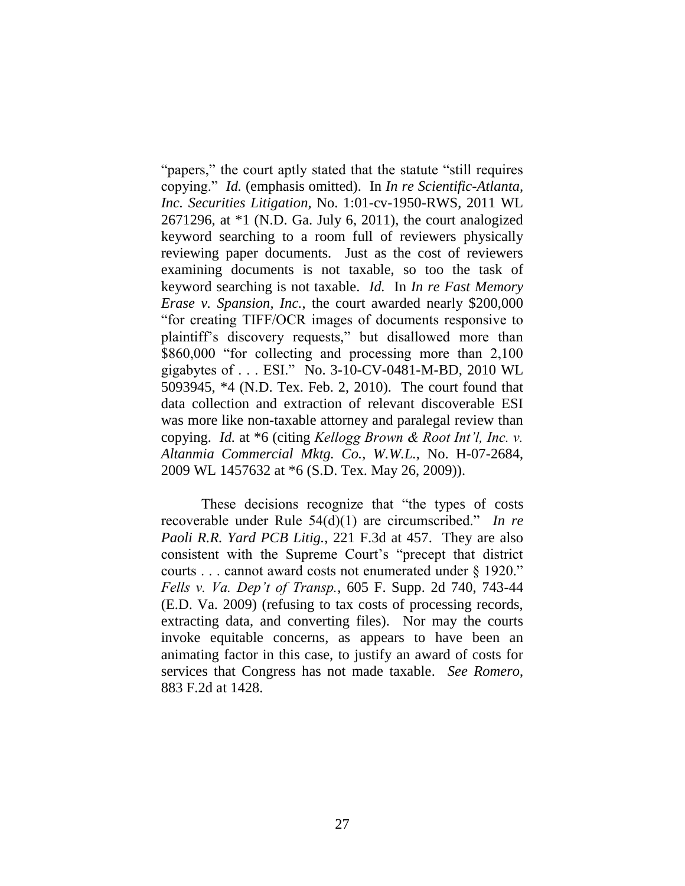"papers," the court aptly stated that the statute "still requires copying." *Id.* (emphasis omitted). In *In re Scientific-Atlanta, Inc. Securities Litigation*, No. 1:01-cv-1950-RWS, 2011 WL 2671296, at *1 (N.D. Ga. July 6, 2011), the court analogized keyword searching to a room full of reviewers physically reviewing paper documents. Just as the cost of reviewers examining documents is not taxable, so too the task of keyword searching is not taxable. *Id.* In *In re Fast Memory Erase v. Spansion, Inc.*, the court awarded nearly $200,000 "for creating TIFF/OCR images of documents responsive to plaintiff's discovery requests," but disallowed more than $860,000 "for collecting and processing more than 2,100 gigabytes of . . . ESI." No. 3-10-CV-0481-M-BD, 2010 WL 5093945, *4 (N.D. Tex. Feb. 2, 2010). The court found that data collection and extraction of relevant discoverable ESI was more like non-taxable attorney and paralegal review than copying. *Id.* at *6 (citing *Kellogg Brown & Root Int'l, Inc. v. Altanmia Commercial Mktg. Co., W.W.L.*, No. H-07-2684, 2009 WL 1457632 at *6 (S.D. Tex. May 26, 2009)).

These decisions recognize that "the types of costs recoverable under Rule 54(d)(1) are circumscribed." *In re Paoli R.R. Yard PCB Litig.*, 221 F.3d at 457. They are also consistent with the Supreme Court's "precept that district courts . . . cannot award costs not enumerated under § 1920." *Fells v. Va. Dep't of Transp.*, 605 F. Supp. 2d 740, 743-44 (E.D. Va. 2009) (refusing to tax costs of processing records, extracting data, and converting files). Nor may the courts invoke equitable concerns, as appears to have been an animating factor in this case, to justify an award of costs for services that Congress has not made taxable. *See Romero*, 883 F.2d at 1428.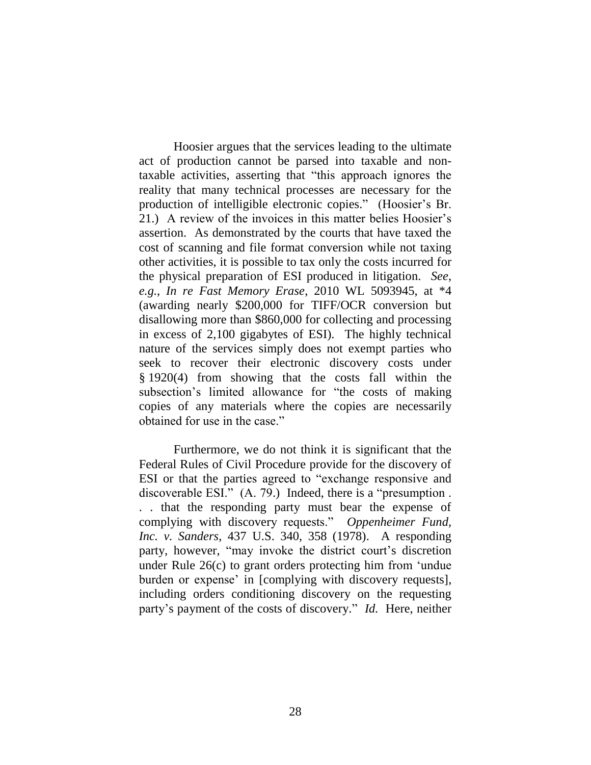Hoosier argues that the services leading to the ultimate act of production cannot be parsed into taxable and non-taxable activities, asserting that "this approach ignores the reality that many technical processes are necessary for the production of intelligible electronic copies." (Hoosier's Br. 21.) A review of the invoices in this matter belies Hoosier's assertion. As demonstrated by the courts that have taxed the cost of scanning and file format conversion while not taxing other activities, it is possible to tax only the costs incurred for the physical preparation of ESI produced in litigation. *See, e.g.*, *In re Fast Memory Erase*, 2010 WL 5093945, at *4 (awarding nearly $200,000 for TIFF/OCR conversion but disallowing more than $860,000 for collecting and processing in excess of 2,100 gigabytes of ESI). The highly technical nature of the services simply does not exempt parties who seek to recover their electronic discovery costs under § 1920(4) from showing that the costs fall within the subsection's limited allowance for "the costs of making copies of any materials where the copies are necessarily obtained for use in the case."

Furthermore, we do not think it is significant that the Federal Rules of Civil Procedure provide for the discovery of ESI or that the parties agreed to "exchange responsive and discoverable ESI." (A. 79.) Indeed, there is a "presumption . . . that the responding party must bear the expense of complying with discovery requests." *Oppenheimer Fund, Inc. v. Sanders*, 437 U.S. 340, 358 (1978). A responding party, however, "may invoke the district court's discretion under Rule 26(c) to grant orders protecting him from 'undue burden or expense' in [complying with discovery requests], including orders conditioning discovery on the requesting party's payment of the costs of discovery." *Id.* Here, neither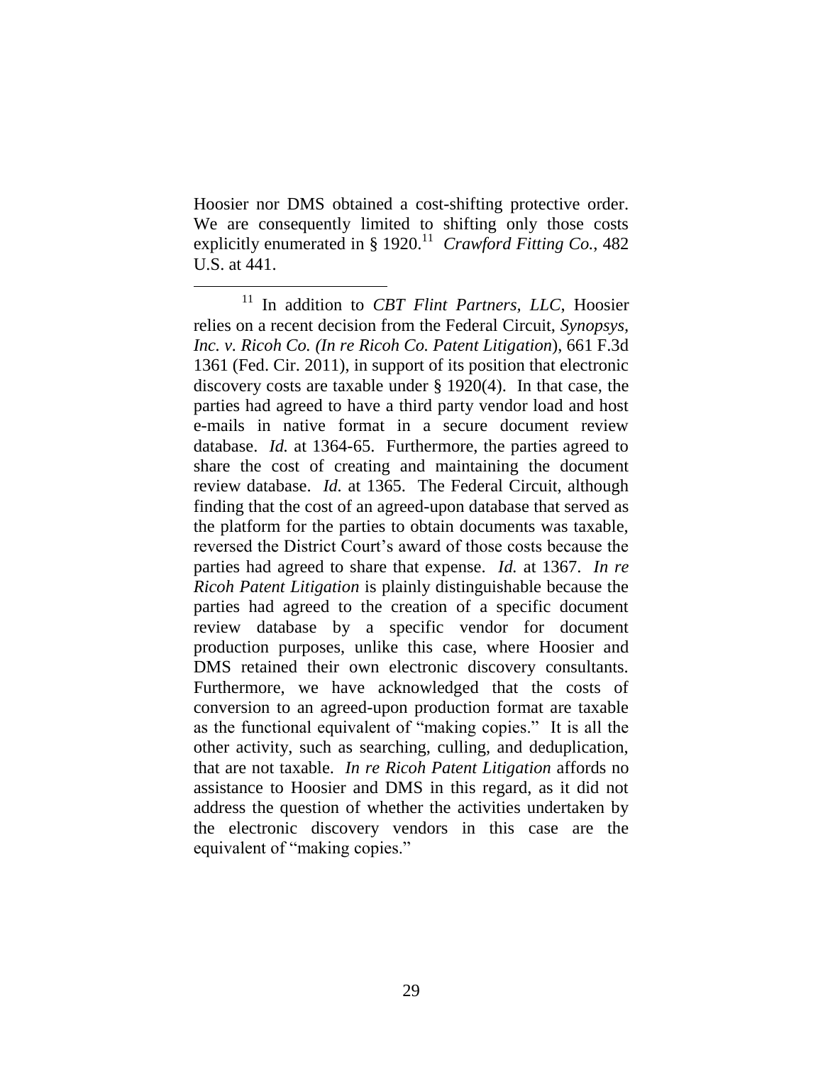Hoosier nor DMS obtained a cost-shifting protective order. We are consequently limited to shifting only those costs explicitly enumerated in § 1920.[11] *Crawford Fitting Co.*, 482 U.S. at 441.

---

[11] In addition to *CBT Flint Partners, LLC*, Hoosier relies on a recent decision from the Federal Circuit, *Synopsys, Inc. v. Ricoh Co. (In re Ricoh Co. Patent Litigation)*, 661 F.3d 1361 (Fed. Cir. 2011), in support of its position that electronic discovery costs are taxable under § 1920(4). In that case, the parties had agreed to have a third party vendor load and host e-mails in native format in a secure document review database. *Id.* at 1364-65. Furthermore, the parties agreed to share the cost of creating and maintaining the document review database. *Id.* at 1365. The Federal Circuit, although finding that the cost of an agreed-upon database that served as the platform for the parties to obtain documents was taxable, reversed the District Court's award of those costs because the parties had agreed to share that expense. *Id.* at 1367. *In re Ricoh Patent Litigation* is plainly distinguishable because the parties had agreed to the creation of a specific document review database by a specific vendor for document production purposes, unlike this case, where Hoosier and DMS retained their own electronic discovery consultants. Furthermore, we have acknowledged that the costs of conversion to an agreed-upon production format are taxable as the functional equivalent of "making copies." It is all the other activity, such as searching, culling, and deduplication, that are not taxable. *In re Ricoh Patent Litigation* affords no assistance to Hoosier and DMS in this regard, as it did not address the question of whether the activities undertaken by the electronic discovery vendors in this case are the equivalent of "making copies."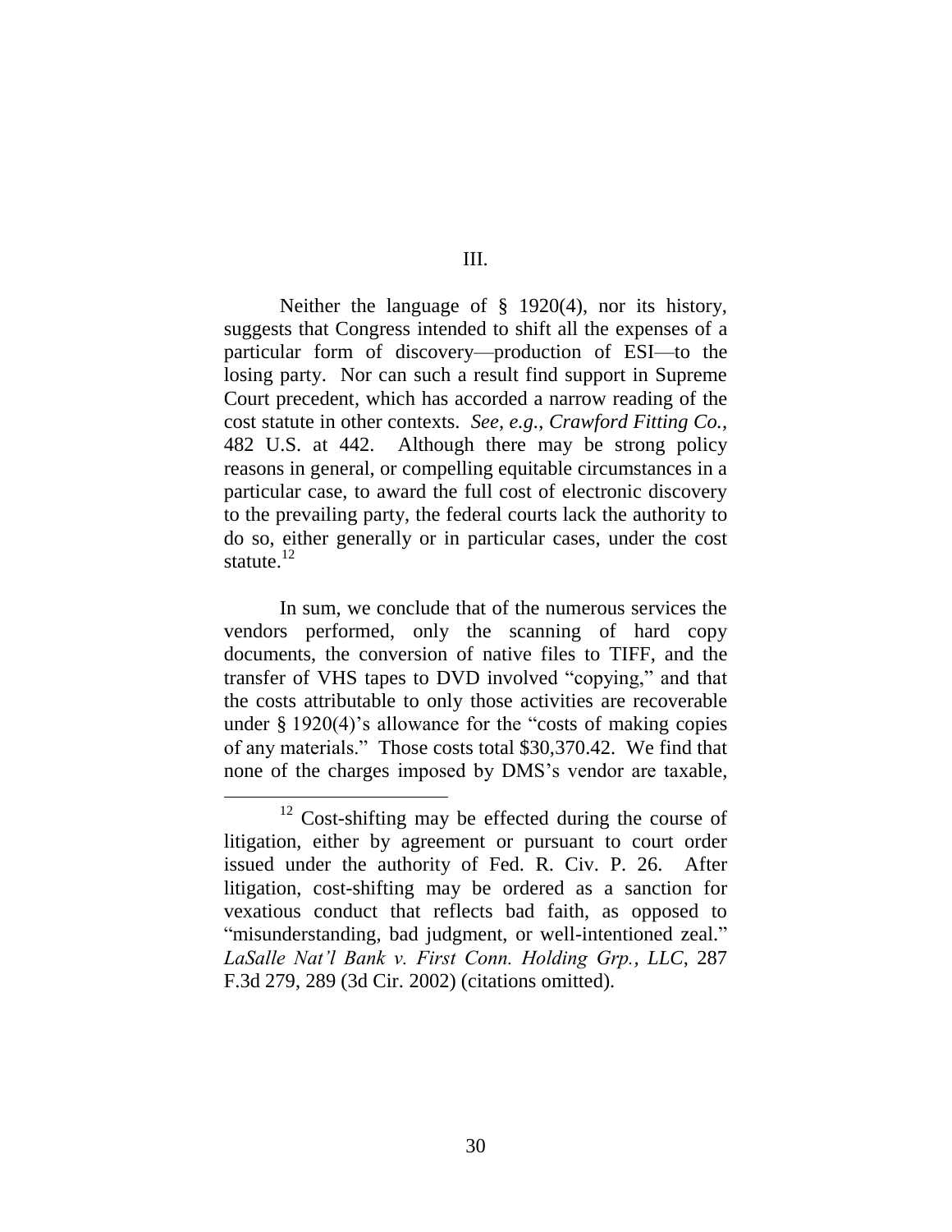## III.

Neither the language of § 1920(4), nor its history, suggests that Congress intended to shift all the expenses of a particular form of discovery—production of ESI—to the losing party. Nor can such a result find support in Supreme Court precedent, which has accorded a narrow reading of the cost statute in other contexts. *See, e.g.*, *Crawford Fitting Co.*, 482 U.S. at 442. Although there may be strong policy reasons in general, or compelling equitable circumstances in a particular case, to award the full cost of electronic discovery to the prevailing party, the federal courts lack the authority to do so, either generally or in particular cases, under the cost statute.[12]

In sum, we conclude that of the numerous services the vendors performed, only the scanning of hard copy documents, the conversion of native files to TIFF, and the transfer of VHS tapes to DVD involved "copying," and that the costs attributable to only those activities are recoverable under § 1920(4)'s allowance for the "costs of making copies of any materials." Those costs total $30,370.42. We find that none of the charges imposed by DMS's vendor are taxable,

---

[12] Cost-shifting may be effected during the course of litigation, either by agreement or pursuant to court order issued under the authority of Fed. R. Civ. P. 26. After litigation, cost-shifting may be ordered as a sanction for vexatious conduct that reflects bad faith, as opposed to "misunderstanding, bad judgment, or well-intentioned zeal." *LaSalle Nat'l Bank v. First Conn. Holding Grp., LLC*, 287 F.3d 279, 289 (3d Cir. 2002) (citations omitted).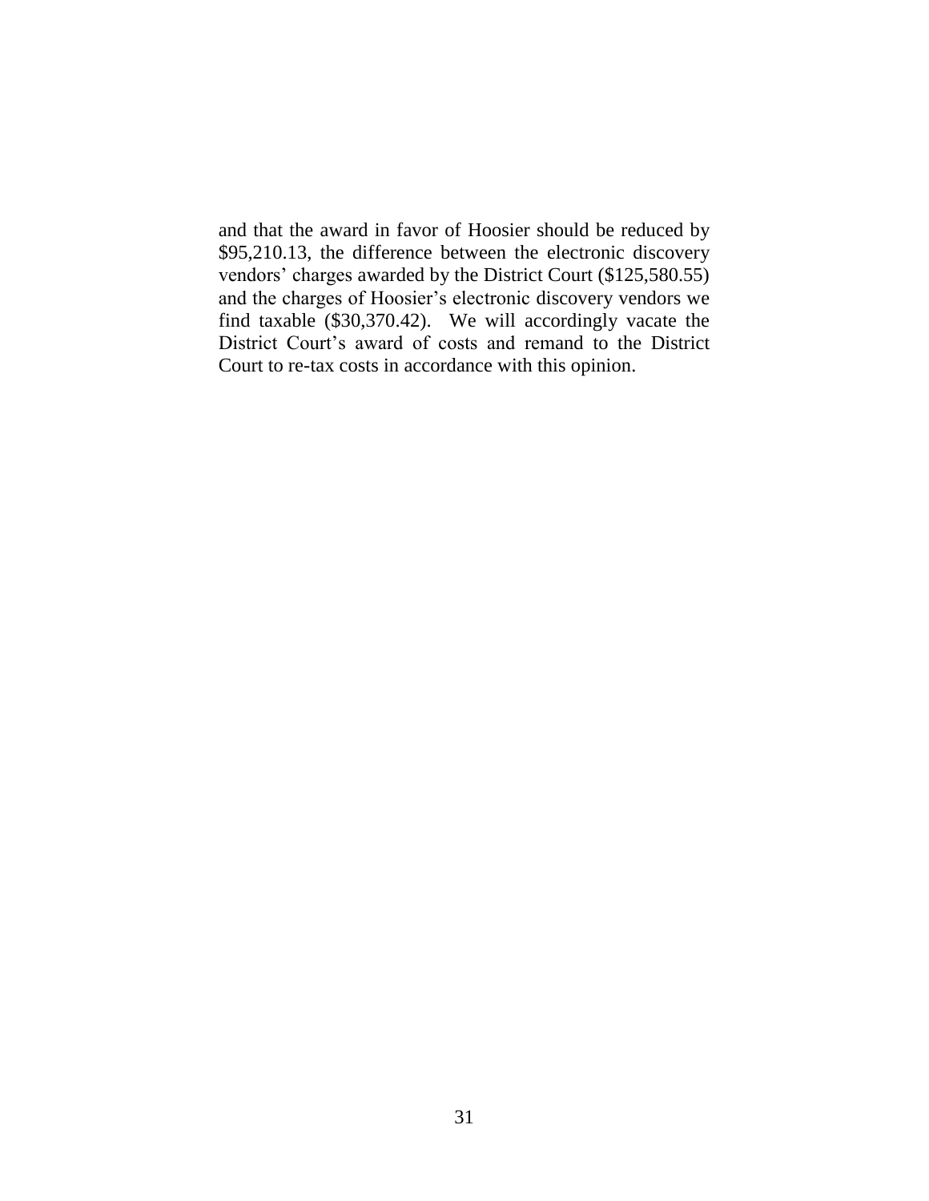and that the award in favor of Hoosier should be reduced by $95,210.13, the difference between the electronic discovery vendors' charges awarded by the District Court ($125,580.55) and the charges of Hoosier's electronic discovery vendors we find taxable ($30,370.42). We will accordingly vacate the District Court's award of costs and remand to the District Court to re-tax costs in accordance with this opinion.